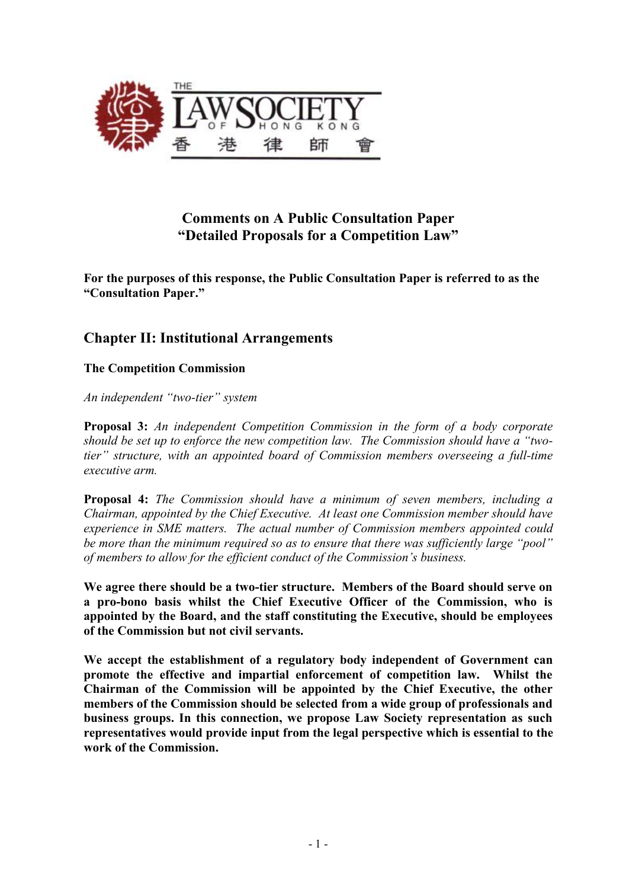# Comments on A Public Consultation Paper "Detailed Proposals for a Competition Law"

**For the purposes of this response, the Public Consultation Paper is referred to as the "Consultation Paper."**

## Chapter II: Institutional Arrangements

### The Competition Commission

*An independent "two-tier" system*

**Proposal 3:** *An independent Competition Commission in the form of a body corporate should be set up to enforce the new competition law. The Commission should have a "two-tier" structure, with an appointed board of Commission members overseeing a full-time executive arm.*

**Proposal 4:** *The Commission should have a minimum of seven members, including a Chairman, appointed by the Chief Executive. At least one Commission member should have experience in SME matters. The actual number of Commission members appointed could be more than the minimum required so as to ensure that there was sufficiently large "pool" of members to allow for the efficient conduct of the Commission's business.*

**We agree there should be a two-tier structure. Members of the Board should serve on a pro-bono basis whilst the Chief Executive Officer of the Commission, who is appointed by the Board, and the staff constituting the Executive, should be employees of the Commission but not civil servants.**

**We accept the establishment of a regulatory body independent of Government can promote the effective and impartial enforcement of competition law. Whilst the Chairman of the Commission will be appointed by the Chief Executive, the other members of the Commission should be selected from a wide group of professionals and business groups. In this connection, we propose Law Society representation as such representatives would provide input from the legal perspective which is essential to the work of the Commission.**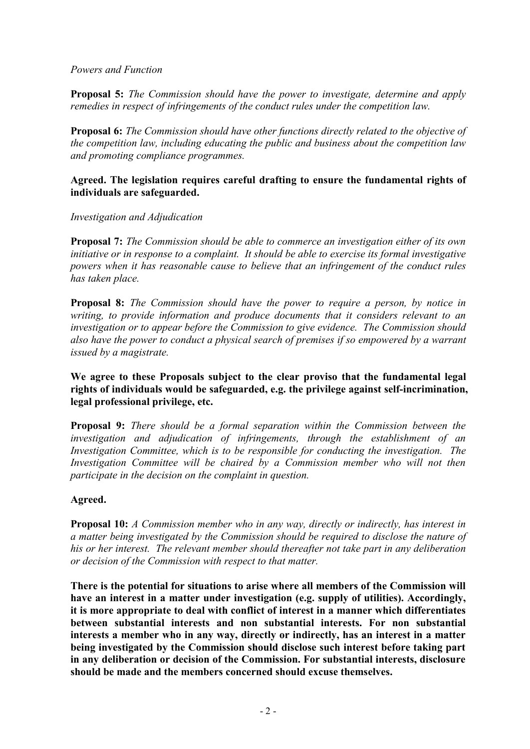*Powers and Function*

**Proposal 5:** *The Commission should have the power to investigate, determine and apply remedies in respect of infringements of the conduct rules under the competition law.*

**Proposal 6:** *The Commission should have other functions directly related to the objective of the competition law, including educating the public and business about the competition law and promoting compliance programmes.*

**Agreed. The legislation requires careful drafting to ensure the fundamental rights of individuals are safeguarded.**

*Investigation and Adjudication*

**Proposal 7:** *The Commission should be able to commerce an investigation either of its own initiative or in response to a complaint. It should be able to exercise its formal investigative powers when it has reasonable cause to believe that an infringement of the conduct rules has taken place.*

**Proposal 8:** *The Commission should have the power to require a person, by notice in writing, to provide information and produce documents that it considers relevant to an investigation or to appear before the Commission to give evidence. The Commission should also have the power to conduct a physical search of premises if so empowered by a warrant issued by a magistrate.*

**We agree to these Proposals subject to the clear proviso that the fundamental legal rights of individuals would be safeguarded, e.g. the privilege against self-incrimination, legal professional privilege, etc.**

**Proposal 9:** *There should be a formal separation within the Commission between the investigation and adjudication of infringements, through the establishment of an Investigation Committee, which is to be responsible for conducting the investigation. The Investigation Committee will be chaired by a Commission member who will not then participate in the decision on the complaint in question.*

**Agreed.**

**Proposal 10:** *A Commission member who in any way, directly or indirectly, has interest in a matter being investigated by the Commission should be required to disclose the nature of his or her interest. The relevant member should thereafter not take part in any deliberation or decision of the Commission with respect to that matter.*

**There is the potential for situations to arise where all members of the Commission will have an interest in a matter under investigation (e.g. supply of utilities). Accordingly, it is more appropriate to deal with conflict of interest in a manner which differentiates between substantial interests and non substantial interests. For non substantial interests a member who in any way, directly or indirectly, has an interest in a matter being investigated by the Commission should disclose such interest before taking part in any deliberation or decision of the Commission. For substantial interests, disclosure should be made and the members concerned should excuse themselves.**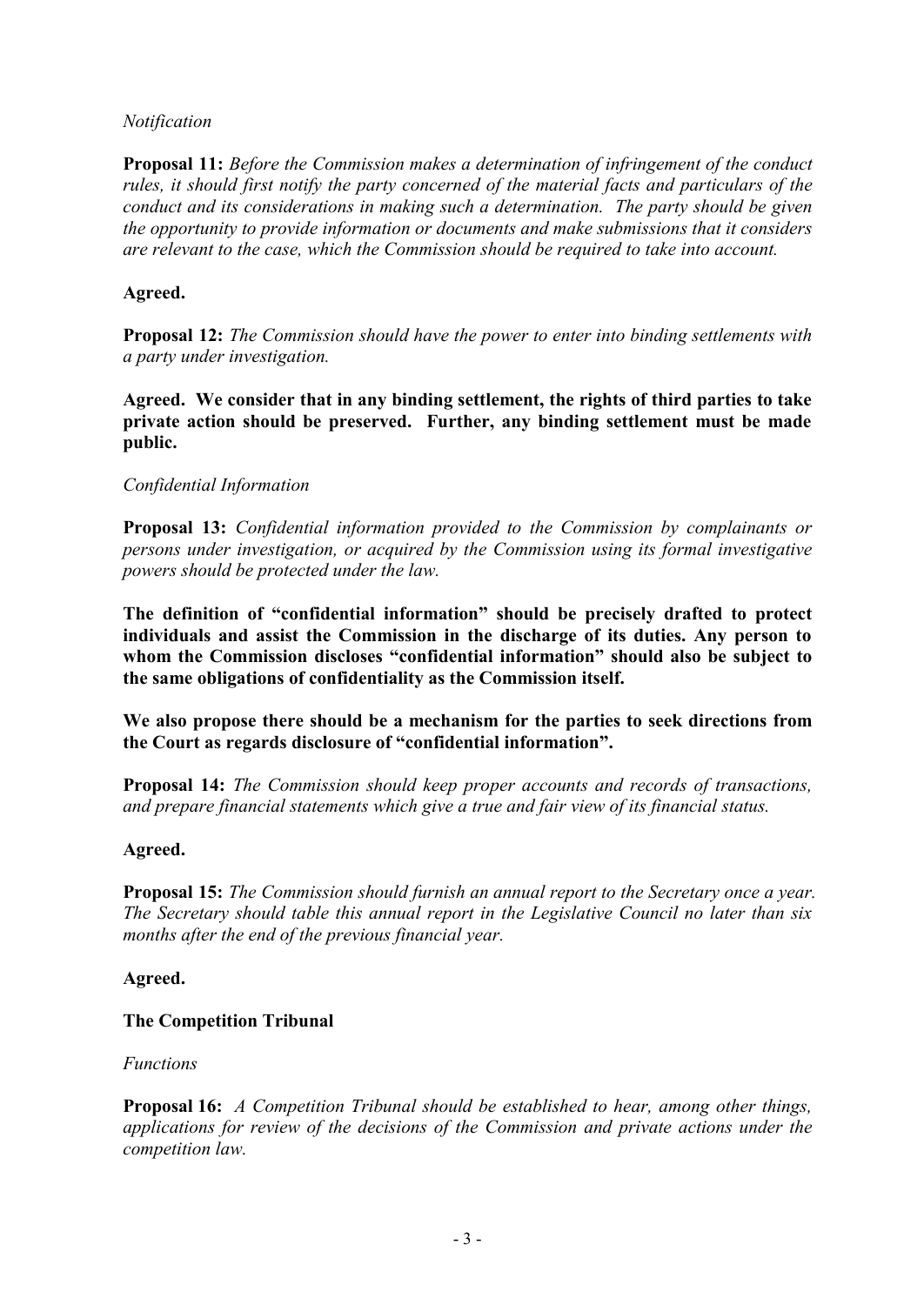*Notification*

**Proposal 11:** *Before the Commission makes a determination of infringement of the conduct rules, it should first notify the party concerned of the material facts and particulars of the conduct and its considerations in making such a determination. The party should be given the opportunity to provide information or documents and make submissions that it considers are relevant to the case, which the Commission should be required to take into account.*

**Agreed.**

**Proposal 12:** *The Commission should have the power to enter into binding settlements with a party under investigation.*

**Agreed. We consider that in any binding settlement, the rights of third parties to take private action should be preserved. Further, any binding settlement must be made public.**

*Confidential Information*

**Proposal 13:** *Confidential information provided to the Commission by complainants or persons under investigation, or acquired by the Commission using its formal investigative powers should be protected under the law.*

**The definition of "confidential information" should be precisely drafted to protect individuals and assist the Commission in the discharge of its duties. Any person to whom the Commission discloses "confidential information" should also be subject to the same obligations of confidentiality as the Commission itself.**

**We also propose there should be a mechanism for the parties to seek directions from the Court as regards disclosure of "confidential information".**

**Proposal 14:** *The Commission should keep proper accounts and records of transactions, and prepare financial statements which give a true and fair view of its financial status.*

**Agreed.**

**Proposal 15:** *The Commission should furnish an annual report to the Secretary once a year. The Secretary should table this annual report in the Legislative Council no later than six months after the end of the previous financial year.*

**Agreed.**

## The Competition Tribunal

*Functions*

**Proposal 16:** *A Competition Tribunal should be established to hear, among other things, applications for review of the decisions of the Commission and private actions under the competition law.*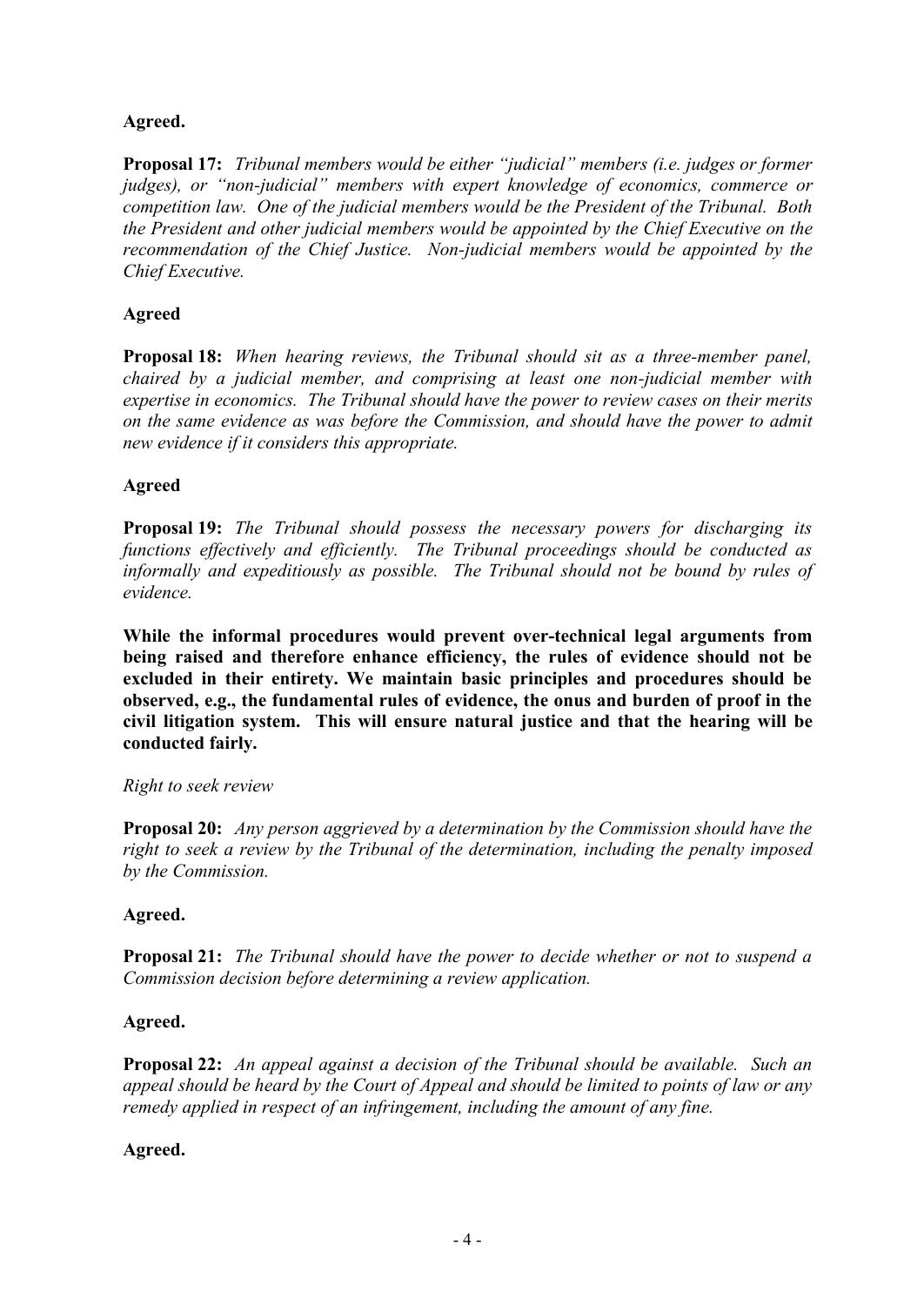**Agreed.**

**Proposal 17:** *Tribunal members would be either "judicial" members (i.e. judges or former judges), or "non-judicial" members with expert knowledge of economics, commerce or competition law. One of the judicial members would be the President of the Tribunal. Both the President and other judicial members would be appointed by the Chief Executive on the recommendation of the Chief Justice. Non-judicial members would be appointed by the Chief Executive.*

**Agreed**

**Proposal 18:** *When hearing reviews, the Tribunal should sit as a three-member panel, chaired by a judicial member, and comprising at least one non-judicial member with expertise in economics. The Tribunal should have the power to review cases on their merits on the same evidence as was before the Commission, and should have the power to admit new evidence if it considers this appropriate.*

**Agreed**

**Proposal 19:** *The Tribunal should possess the necessary powers for discharging its functions effectively and efficiently. The Tribunal proceedings should be conducted as informally and expeditiously as possible. The Tribunal should not be bound by rules of evidence.*

**While the informal procedures would prevent over-technical legal arguments from being raised and therefore enhance efficiency, the rules of evidence should not be excluded in their entirety. We maintain basic principles and procedures should be observed, e.g., the fundamental rules of evidence, the onus and burden of proof in the civil litigation system. This will ensure natural justice and that the hearing will be conducted fairly.**

*Right to seek review*

**Proposal 20:** *Any person aggrieved by a determination by the Commission should have the right to seek a review by the Tribunal of the determination, including the penalty imposed by the Commission.*

**Agreed.**

**Proposal 21:** *The Tribunal should have the power to decide whether or not to suspend a Commission decision before determining a review application.*

**Agreed.**

**Proposal 22:** *An appeal against a decision of the Tribunal should be available. Such an appeal should be heard by the Court of Appeal and should be limited to points of law or any remedy applied in respect of an infringement, including the amount of any fine.*

**Agreed.**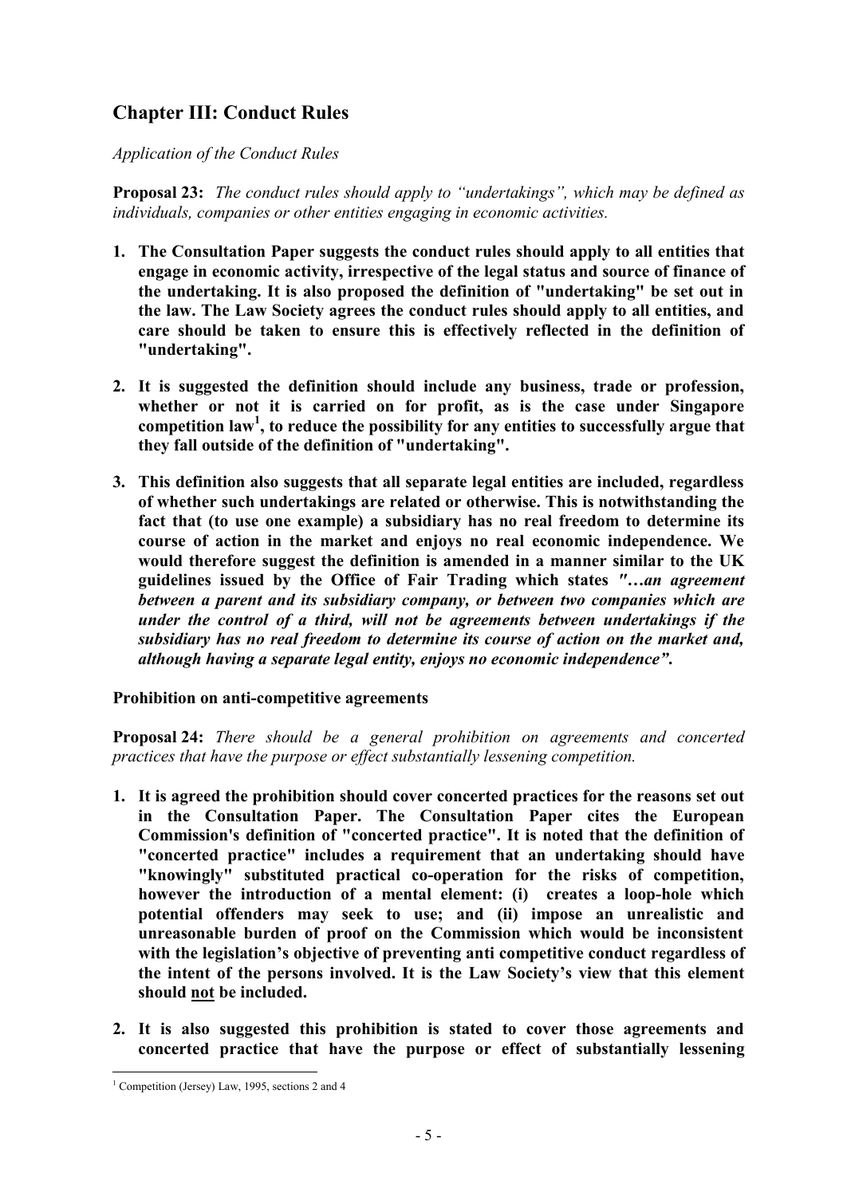## Chapter III: Conduct Rules

*Application of the Conduct Rules*

**Proposal 23:** *The conduct rules should apply to "undertakings", which may be defined as individuals, companies or other entities engaging in economic activities.*

1. **The Consultation Paper suggests the conduct rules should apply to all entities that engage in economic activity, irrespective of the legal status and source of finance of the undertaking. It is also proposed the definition of "undertaking" be set out in the law. The Law Society agrees the conduct rules should apply to all entities, and care should be taken to ensure this is effectively reflected in the definition of "undertaking".**

2. **It is suggested the definition should include any business, trade or profession, whether or not it is carried on for profit, as is the case under Singapore competition law[1], to reduce the possibility for any entities to successfully argue that they fall outside of the definition of "undertaking".**

3. **This definition also suggests that all separate legal entities are included, regardless of whether such undertakings are related or otherwise. This is notwithstanding the fact that (to use one example) a subsidiary has no real freedom to determine its course of action in the market and enjoys no real economic independence. We would therefore suggest the definition is amended in a manner similar to the UK guidelines issued by the Office of Fair Trading which states *"…an agreement between a parent and its subsidiary company, or between two companies which are under the control of a third, will not be agreements between undertakings if the subsidiary has no real freedom to determine its course of action on the market and, although having a separate legal entity, enjoys no economic independence"*.**

**Prohibition on anti-competitive agreements**

**Proposal 24:** *There should be a general prohibition on agreements and concerted practices that have the purpose or effect substantially lessening competition.*

1. **It is agreed the prohibition should cover concerted practices for the reasons set out in the Consultation Paper. The Consultation Paper cites the European Commission's definition of "concerted practice". It is noted that the definition of "concerted practice" includes a requirement that an undertaking should have "knowingly" substituted practical co-operation for the risks of competition, however the introduction of a mental element: (i) creates a loop-hole which potential offenders may seek to use; and (ii) impose an unrealistic and unreasonable burden of proof on the Commission which would be inconsistent with the legislation's objective of preventing anti competitive conduct regardless of the intent of the persons involved. It is the Law Society's view that this element should <u>not</u> be included.**

2. **It is also suggested this prohibition is stated to cover those agreements and concerted practice that have the purpose or effect of substantially lessening**

---

[1] Competition (Jersey) Law, 1995, sections 2 and 4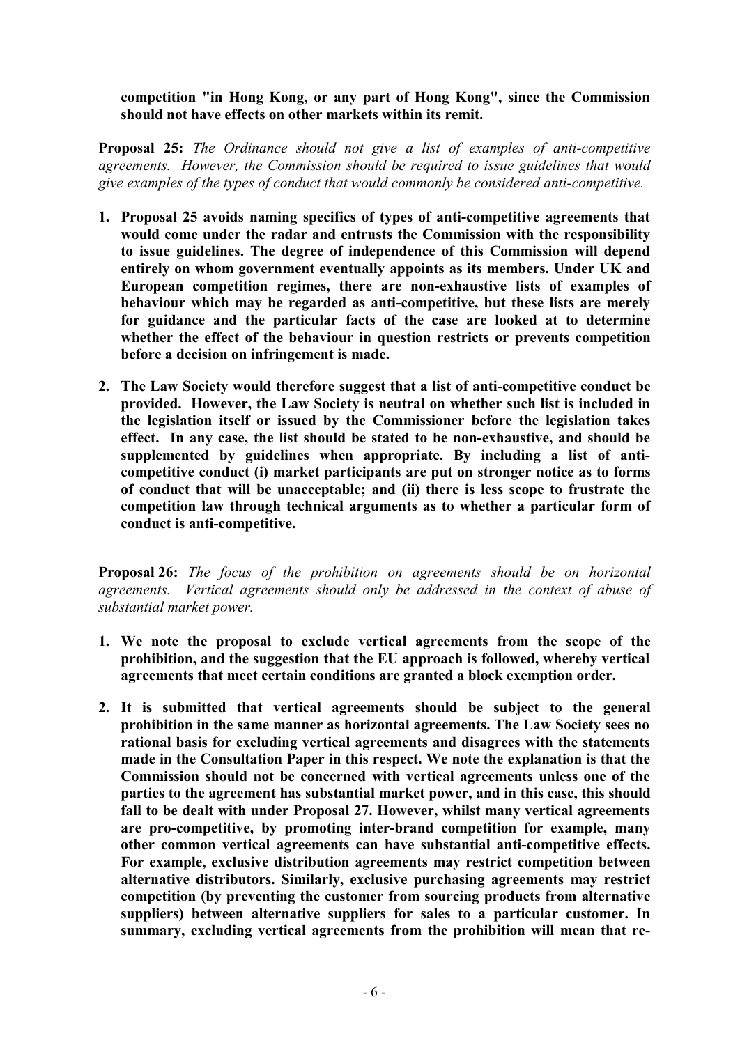**competition "in Hong Kong, or any part of Hong Kong", since the Commission should not have effects on other markets within its remit.**

**Proposal 25:** *The Ordinance should not give a list of examples of anti-competitive agreements. However, the Commission should be required to issue guidelines that would give examples of the types of conduct that would commonly be considered anti-competitive.*

1. **Proposal 25 avoids naming specifics of types of anti-competitive agreements that would come under the radar and entrusts the Commission with the responsibility to issue guidelines. The degree of independence of this Commission will depend entirely on whom government eventually appoints as its members. Under UK and European competition regimes, there are non-exhaustive lists of examples of behaviour which may be regarded as anti-competitive, but these lists are merely for guidance and the particular facts of the case are looked at to determine whether the effect of the behaviour in question restricts or prevents competition before a decision on infringement is made.**

2. **The Law Society would therefore suggest that a list of anti-competitive conduct be provided. However, the Law Society is neutral on whether such list is included in the legislation itself or issued by the Commissioner before the legislation takes effect. In any case, the list should be stated to be non-exhaustive, and should be supplemented by guidelines when appropriate. By including a list of anti-competitive conduct (i) market participants are put on stronger notice as to forms of conduct that will be unacceptable; and (ii) there is less scope to frustrate the competition law through technical arguments as to whether a particular form of conduct is anti-competitive.**

**Proposal 26:** *The focus of the prohibition on agreements should be on horizontal agreements. Vertical agreements should only be addressed in the context of abuse of substantial market power.*

1. **We note the proposal to exclude vertical agreements from the scope of the prohibition, and the suggestion that the EU approach is followed, whereby vertical agreements that meet certain conditions are granted a block exemption order.**

2. **It is submitted that vertical agreements should be subject to the general prohibition in the same manner as horizontal agreements. The Law Society sees no rational basis for excluding vertical agreements and disagrees with the statements made in the Consultation Paper in this respect. We note the explanation is that the Commission should not be concerned with vertical agreements unless one of the parties to the agreement has substantial market power, and in this case, this should fall to be dealt with under Proposal 27. However, whilst many vertical agreements are pro-competitive, by promoting inter-brand competition for example, many other common vertical agreements can have substantial anti-competitive effects. For example, exclusive distribution agreements may restrict competition between alternative distributors. Similarly, exclusive purchasing agreements may restrict competition (by preventing the customer from sourcing products from alternative suppliers) between alternative suppliers for sales to a particular customer. In summary, excluding vertical agreements from the prohibition will mean that re-**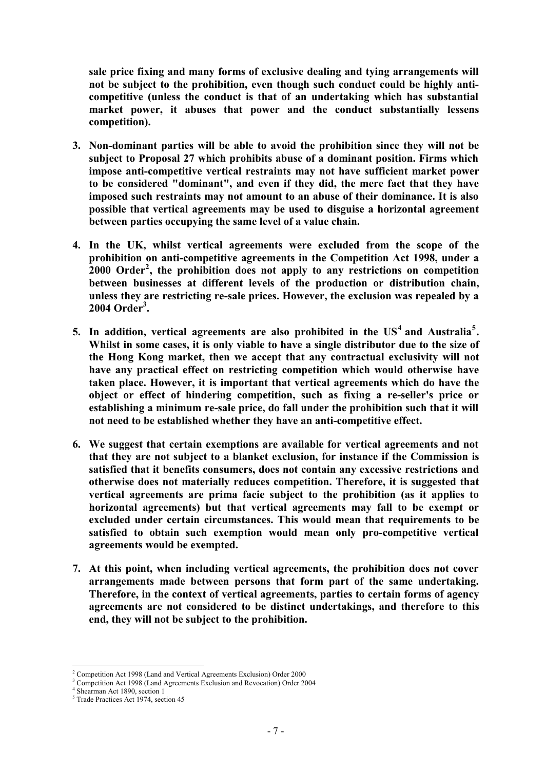**sale price fixing and many forms of exclusive dealing and tying arrangements will not be subject to the prohibition, even though such conduct could be highly anti-competitive (unless the conduct is that of an undertaking which has substantial market power, it abuses that power and the conduct substantially lessens competition).**

3. **Non-dominant parties will be able to avoid the prohibition since they will not be subject to Proposal 27 which prohibits abuse of a dominant position. Firms which impose anti-competitive vertical restraints may not have sufficient market power to be considered "dominant", and even if they did, the mere fact that they have imposed such restraints may not amount to an abuse of their dominance. It is also possible that vertical agreements may be used to disguise a horizontal agreement between parties occupying the same level of a value chain.**

4. **In the UK, whilst vertical agreements were excluded from the scope of the prohibition on anti-competitive agreements in the Competition Act 1998, under a 2000 Order[2], the prohibition does not apply to any restrictions on competition between businesses at different levels of the production or distribution chain, unless they are restricting re-sale prices. However, the exclusion was repealed by a 2004 Order[3].**

5. **In addition, vertical agreements are also prohibited in the US[4] and Australia[5]. Whilst in some cases, it is only viable to have a single distributor due to the size of the Hong Kong market, then we accept that any contractual exclusivity will not have any practical effect on restricting competition which would otherwise have taken place. However, it is important that vertical agreements which do have the object or effect of hindering competition, such as fixing a re-seller's price or establishing a minimum re-sale price, do fall under the prohibition such that it will not need to be established whether they have an anti-competitive effect.**

6. **We suggest that certain exemptions are available for vertical agreements and not that they are not subject to a blanket exclusion, for instance if the Commission is satisfied that it benefits consumers, does not contain any excessive restrictions and otherwise does not materially reduces competition. Therefore, it is suggested that vertical agreements are prima facie subject to the prohibition (as it applies to horizontal agreements) but that vertical agreements may fall to be exempt or excluded under certain circumstances. This would mean that requirements to be satisfied to obtain such exemption would mean only pro-competitive vertical agreements would be exempted.**

7. **At this point, when including vertical agreements, the prohibition does not cover arrangements made between persons that form part of the same undertaking. Therefore, in the context of vertical agreements, parties to certain forms of agency agreements are not considered to be distinct undertakings, and therefore to this end, they will not be subject to the prohibition.**

---

[2] Competition Act 1998 (Land and Vertical Agreements Exclusion) Order 2000

[3] Competition Act 1998 (Land Agreements Exclusion and Revocation) Order 2004

[4] Shearman Act 1890, section 1

[5] Trade Practices Act 1974, section 45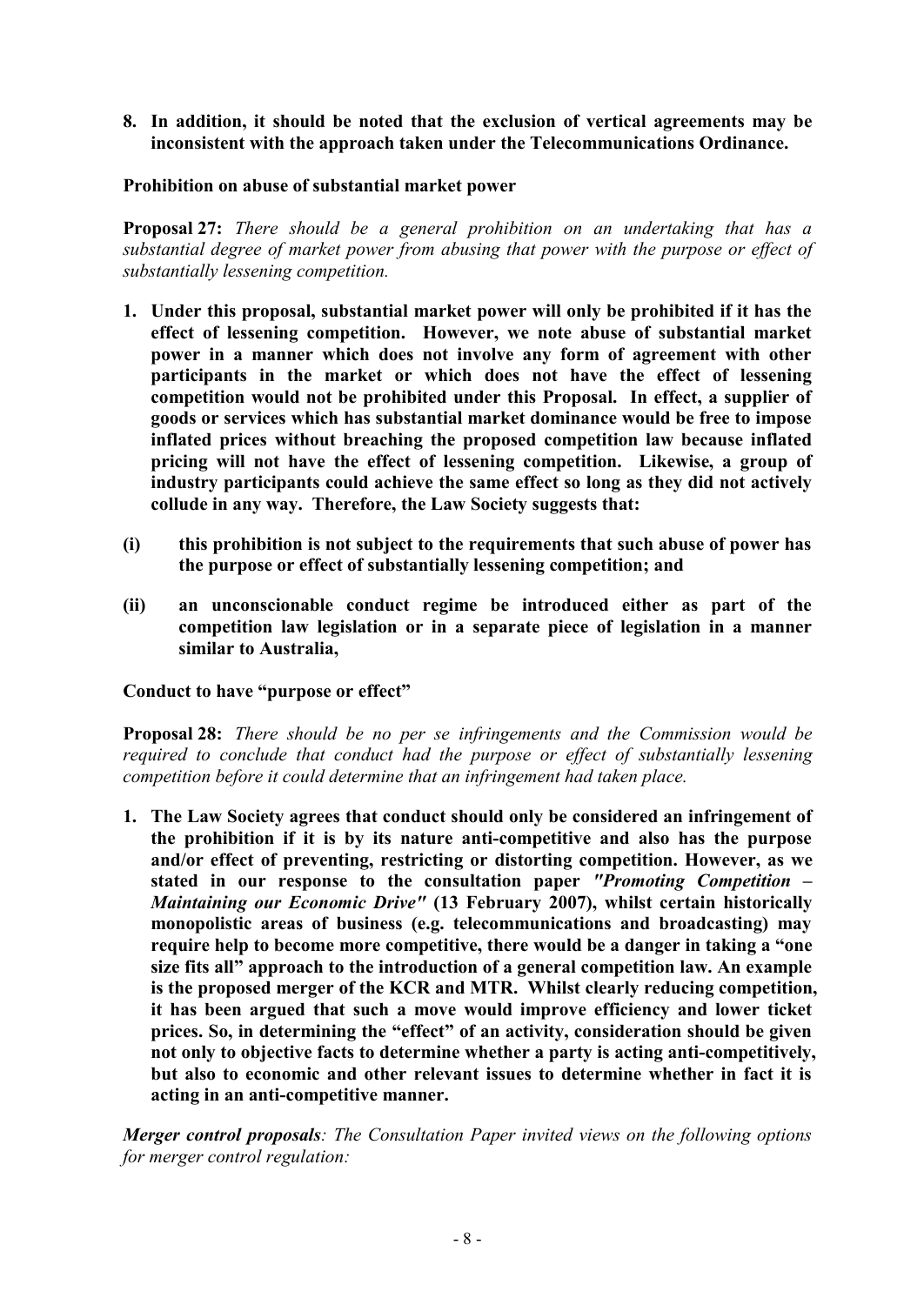**8. In addition, it should be noted that the exclusion of vertical agreements may be inconsistent with the approach taken under the Telecommunications Ordinance.**

**Prohibition on abuse of substantial market power**

**Proposal 27:** *There should be a general prohibition on an undertaking that has a substantial degree of market power from abusing that power with the purpose or effect of substantially lessening competition.*

**1. Under this proposal, substantial market power will only be prohibited if it has the effect of lessening competition. However, we note abuse of substantial market power in a manner which does not involve any form of agreement with other participants in the market or which does not have the effect of lessening competition would not be prohibited under this Proposal. In effect, a supplier of goods or services which has substantial market dominance would be free to impose inflated prices without breaching the proposed competition law because inflated pricing will not have the effect of lessening competition. Likewise, a group of industry participants could achieve the same effect so long as they did not actively collude in any way. Therefore, the Law Society suggests that:**

**(i) this prohibition is not subject to the requirements that such abuse of power has the purpose or effect of substantially lessening competition; and**

**(ii) an unconscionable conduct regime be introduced either as part of the competition law legislation or in a separate piece of legislation in a manner similar to Australia,**

**Conduct to have "purpose or effect"**

**Proposal 28:** *There should be no per se infringements and the Commission would be required to conclude that conduct had the purpose or effect of substantially lessening competition before it could determine that an infringement had taken place.*

**1. The Law Society agrees that conduct should only be considered an infringement of the prohibition if it is by its nature anti-competitive and also has the purpose and/or effect of preventing, restricting or distorting competition. However, as we stated in our response to the consultation paper *"Promoting Competition – Maintaining our Economic Drive"* (13 February 2007), whilst certain historically monopolistic areas of business (e.g. telecommunications and broadcasting) may require help to become more competitive, there would be a danger in taking a "one size fits all" approach to the introduction of a general competition law. An example is the proposed merger of the KCR and MTR. Whilst clearly reducing competition, it has been argued that such a move would improve efficiency and lower ticket prices. So, in determining the "effect" of an activity, consideration should be given not only to objective facts to determine whether a party is acting anti-competitively, but also to economic and other relevant issues to determine whether in fact it is acting in an anti-competitive manner.**

***Merger control proposals****: The Consultation Paper invited views on the following options for merger control regulation:*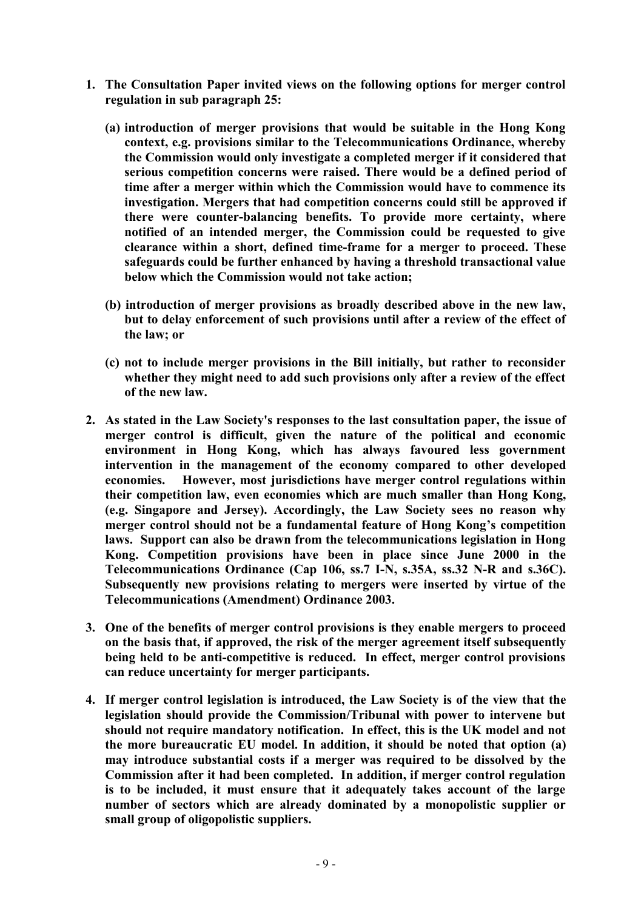1. **The Consultation Paper invited views on the following options for merger control regulation in sub paragraph 25:**

   **(a) introduction of merger provisions that would be suitable in the Hong Kong context, e.g. provisions similar to the Telecommunications Ordinance, whereby the Commission would only investigate a completed merger if it considered that serious competition concerns were raised. There would be a defined period of time after a merger within which the Commission would have to commence its investigation. Mergers that had competition concerns could still be approved if there were counter-balancing benefits. To provide more certainty, where notified of an intended merger, the Commission could be requested to give clearance within a short, defined time-frame for a merger to proceed. These safeguards could be further enhanced by having a threshold transactional value below which the Commission would not take action;**

   **(b) introduction of merger provisions as broadly described above in the new law, but to delay enforcement of such provisions until after a review of the effect of the law; or**

   **(c) not to include merger provisions in the Bill initially, but rather to reconsider whether they might need to add such provisions only after a review of the effect of the new law.**

2. **As stated in the Law Society's responses to the last consultation paper, the issue of merger control is difficult, given the nature of the political and economic environment in Hong Kong, which has always favoured less government intervention in the management of the economy compared to other developed economies. However, most jurisdictions have merger control regulations within their competition law, even economies which are much smaller than Hong Kong, (e.g. Singapore and Jersey). Accordingly, the Law Society sees no reason why merger control should not be a fundamental feature of Hong Kong's competition laws. Support can also be drawn from the telecommunications legislation in Hong Kong. Competition provisions have been in place since June 2000 in the Telecommunications Ordinance (Cap 106, ss.7 I-N, s.35A, ss.32 N-R and s.36C). Subsequently new provisions relating to mergers were inserted by virtue of the Telecommunications (Amendment) Ordinance 2003.**

3. **One of the benefits of merger control provisions is they enable mergers to proceed on the basis that, if approved, the risk of the merger agreement itself subsequently being held to be anti-competitive is reduced. In effect, merger control provisions can reduce uncertainty for merger participants.**

4. **If merger control legislation is introduced, the Law Society is of the view that the legislation should provide the Commission/Tribunal with power to intervene but should not require mandatory notification. In effect, this is the UK model and not the more bureaucratic EU model. In addition, it should be noted that option (a) may introduce substantial costs if a merger was required to be dissolved by the Commission after it had been completed. In addition, if merger control regulation is to be included, it must ensure that it adequately takes account of the large number of sectors which are already dominated by a monopolistic supplier or small group of oligopolistic suppliers.**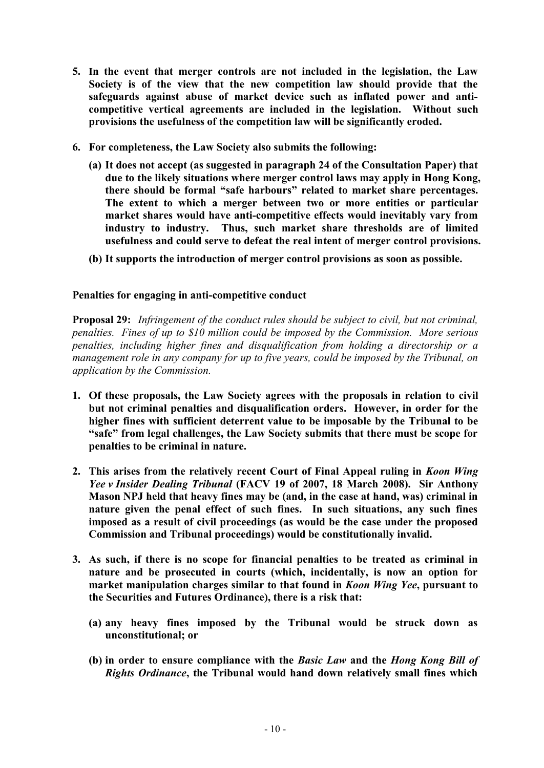5. **In the event that merger controls are not included in the legislation, the Law Society is of the view that the new competition law should provide that the safeguards against abuse of market device such as inflated power and anti-competitive vertical agreements are included in the legislation. Without such provisions the usefulness of the competition law will be significantly eroded.**

6. **For completeness, the Law Society also submits the following:**

   (a) **It does not accept (as suggested in paragraph 24 of the Consultation Paper) that due to the likely situations where merger control laws may apply in Hong Kong, there should be formal "safe harbours" related to market share percentages. The extent to which a merger between two or more entities or particular market shares would have anti-competitive effects would inevitably vary from industry to industry. Thus, such market share thresholds are of limited usefulness and could serve to defeat the real intent of merger control provisions.**

   (b) **It supports the introduction of merger control provisions as soon as possible.**

**Penalties for engaging in anti-competitive conduct**

**Proposal 29:** *Infringement of the conduct rules should be subject to civil, but not criminal, penalties. Fines of up to $10 million could be imposed by the Commission. More serious penalties, including higher fines and disqualification from holding a directorship or a management role in any company for up to five years, could be imposed by the Tribunal, on application by the Commission.*

1. **Of these proposals, the Law Society agrees with the proposals in relation to civil but not criminal penalties and disqualification orders. However, in order for the higher fines with sufficient deterrent value to be imposable by the Tribunal to be "safe" from legal challenges, the Law Society submits that there must be scope for penalties to be criminal in nature.**

2. **This arises from the relatively recent Court of Final Appeal ruling in *Koon Wing Yee v Insider Dealing Tribunal* (FACV 19 of 2007, 18 March 2008). Sir Anthony Mason NPJ held that heavy fines may be (and, in the case at hand, was) criminal in nature given the penal effect of such fines. In such situations, any such fines imposed as a result of civil proceedings (as would be the case under the proposed Commission and Tribunal proceedings) would be constitutionally invalid.**

3. **As such, if there is no scope for financial penalties to be treated as criminal in nature and be prosecuted in courts (which, incidentally, is now an option for market manipulation charges similar to that found in *Koon Wing Yee*, pursuant to the Securities and Futures Ordinance), there is a risk that:**

   (a) **any heavy fines imposed by the Tribunal would be struck down as unconstitutional; or**

   (b) **in order to ensure compliance with the *Basic Law* and the *Hong Kong Bill of Rights Ordinance*, the Tribunal would hand down relatively small fines which**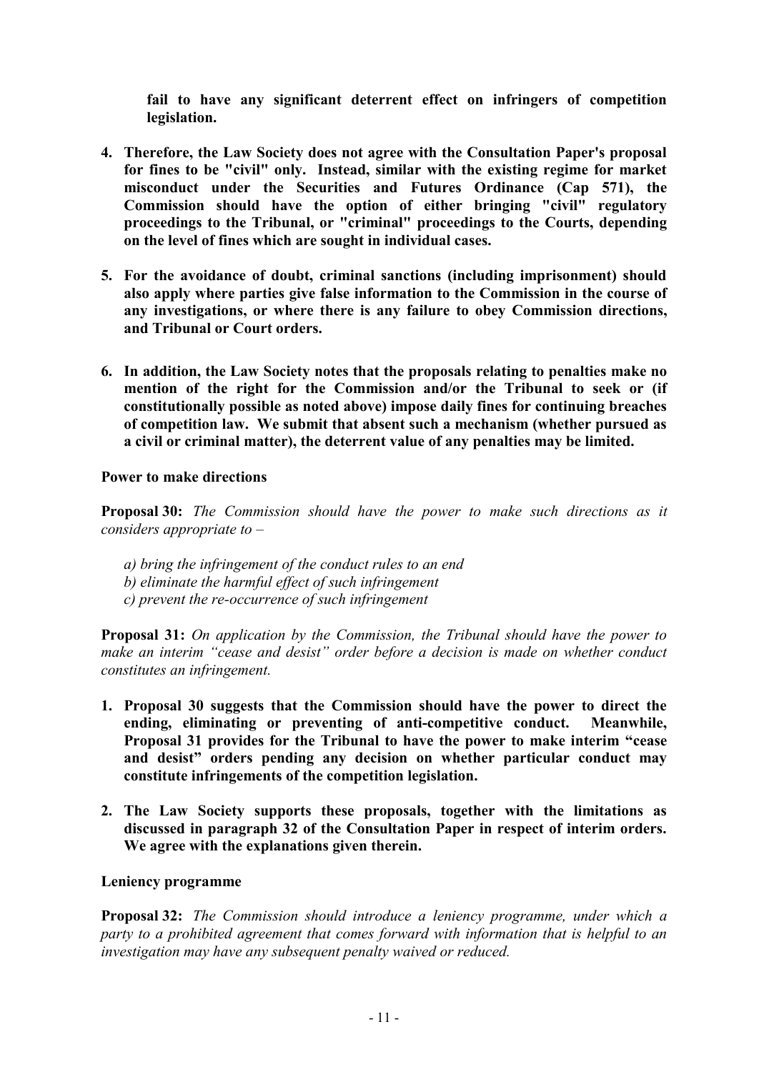**fail to have any significant deterrent effect on infringers of competition legislation.**

4. **Therefore, the Law Society does not agree with the Consultation Paper's proposal for fines to be "civil" only. Instead, similar with the existing regime for market misconduct under the Securities and Futures Ordinance (Cap 571), the Commission should have the option of either bringing "civil" regulatory proceedings to the Tribunal, or "criminal" proceedings to the Courts, depending on the level of fines which are sought in individual cases.**

5. **For the avoidance of doubt, criminal sanctions (including imprisonment) should also apply where parties give false information to the Commission in the course of any investigations, or where there is any failure to obey Commission directions, and Tribunal or Court orders.**

6. **In addition, the Law Society notes that the proposals relating to penalties make no mention of the right for the Commission and/or the Tribunal to seek or (if constitutionally possible as noted above) impose daily fines for continuing breaches of competition law. We submit that absent such a mechanism (whether pursued as a civil or criminal matter), the deterrent value of any penalties may be limited.**

**Power to make directions**

**Proposal 30:** *The Commission should have the power to make such directions as it considers appropriate to –*

*a) bring the infringement of the conduct rules to an end*
*b) eliminate the harmful effect of such infringement*
*c) prevent the re-occurrence of such infringement*

**Proposal 31:** *On application by the Commission, the Tribunal should have the power to make an interim "cease and desist" order before a decision is made on whether conduct constitutes an infringement.*

1. **Proposal 30 suggests that the Commission should have the power to direct the ending, eliminating or preventing of anti-competitive conduct. Meanwhile, Proposal 31 provides for the Tribunal to have the power to make interim "cease and desist" orders pending any decision on whether particular conduct may constitute infringements of the competition legislation.**

2. **The Law Society supports these proposals, together with the limitations as discussed in paragraph 32 of the Consultation Paper in respect of interim orders. We agree with the explanations given therein.**

**Leniency programme**

**Proposal 32:** *The Commission should introduce a leniency programme, under which a party to a prohibited agreement that comes forward with information that is helpful to an investigation may have any subsequent penalty waived or reduced.*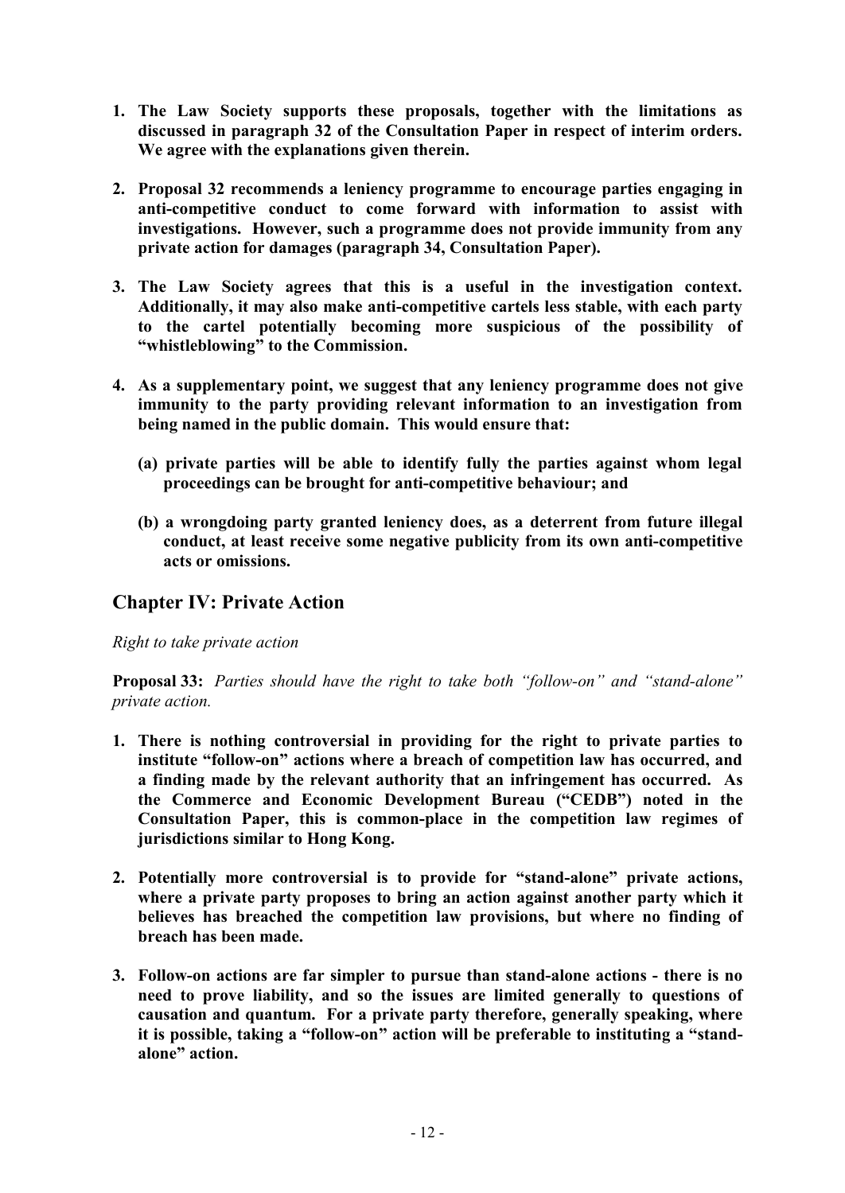1. **The Law Society supports these proposals, together with the limitations as discussed in paragraph 32 of the Consultation Paper in respect of interim orders. We agree with the explanations given therein.**

2. **Proposal 32 recommends a leniency programme to encourage parties engaging in anti-competitive conduct to come forward with information to assist with investigations. However, such a programme does not provide immunity from any private action for damages (paragraph 34, Consultation Paper).**

3. **The Law Society agrees that this is a useful in the investigation context. Additionally, it may also make anti-competitive cartels less stable, with each party to the cartel potentially becoming more suspicious of the possibility of "whistleblowing" to the Commission.**

4. **As a supplementary point, we suggest that any leniency programme does not give immunity to the party providing relevant information to an investigation from being named in the public domain. This would ensure that:**

   **(a) private parties will be able to identify fully the parties against whom legal proceedings can be brought for anti-competitive behaviour; and**

   **(b) a wrongdoing party granted leniency does, as a deterrent from future illegal conduct, at least receive some negative publicity from its own anti-competitive acts or omissions.**

## Chapter IV: Private Action

*Right to take private action*

**Proposal 33:** *Parties should have the right to take both "follow-on" and "stand-alone" private action.*

1. **There is nothing controversial in providing for the right to private parties to institute "follow-on" actions where a breach of competition law has occurred, and a finding made by the relevant authority that an infringement has occurred. As the Commerce and Economic Development Bureau ("CEDB") noted in the Consultation Paper, this is common-place in the competition law regimes of jurisdictions similar to Hong Kong.**

2. **Potentially more controversial is to provide for "stand-alone" private actions, where a private party proposes to bring an action against another party which it believes has breached the competition law provisions, but where no finding of breach has been made.**

3. **Follow-on actions are far simpler to pursue than stand-alone actions - there is no need to prove liability, and so the issues are limited generally to questions of causation and quantum. For a private party therefore, generally speaking, where it is possible, taking a "follow-on" action will be preferable to instituting a "stand-alone" action.**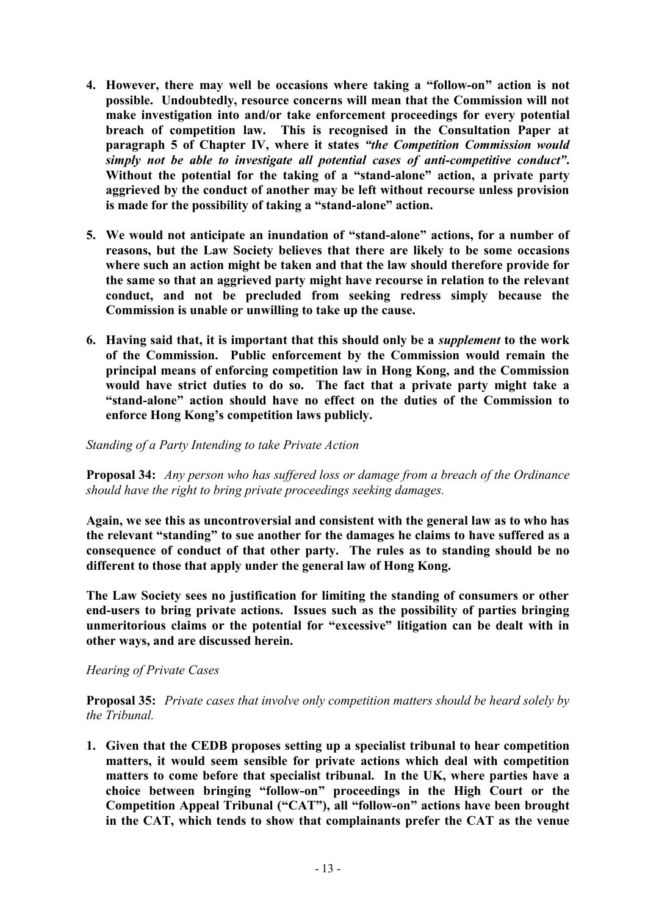4. **However, there may well be occasions where taking a "follow-on" action is not possible. Undoubtedly, resource concerns will mean that the Commission will not make investigation into and/or take enforcement proceedings for every potential breach of competition law. This is recognised in the Consultation Paper at paragraph 5 of Chapter IV, where it states *"the Competition Commission would simply not be able to investigate all potential cases of anti-competitive conduct"*. Without the potential for the taking of a "stand-alone" action, a private party aggrieved by the conduct of another may be left without recourse unless provision is made for the possibility of taking a "stand-alone" action.**

5. **We would not anticipate an inundation of "stand-alone" actions, for a number of reasons, but the Law Society believes that there are likely to be some occasions where such an action might be taken and that the law should therefore provide for the same so that an aggrieved party might have recourse in relation to the relevant conduct, and not be precluded from seeking redress simply because the Commission is unable or unwilling to take up the cause.**

6. **Having said that, it is important that this should only be a *supplement* to the work of the Commission. Public enforcement by the Commission would remain the principal means of enforcing competition law in Hong Kong, and the Commission would have strict duties to do so. The fact that a private party might take a "stand-alone" action should have no effect on the duties of the Commission to enforce Hong Kong's competition laws publicly.**

*Standing of a Party Intending to take Private Action*

**Proposal 34:** *Any person who has suffered loss or damage from a breach of the Ordinance should have the right to bring private proceedings seeking damages.*

**Again, we see this as uncontroversial and consistent with the general law as to who has the relevant "standing" to sue another for the damages he claims to have suffered as a consequence of conduct of that other party. The rules as to standing should be no different to those that apply under the general law of Hong Kong.**

**The Law Society sees no justification for limiting the standing of consumers or other end-users to bring private actions. Issues such as the possibility of parties bringing unmeritorious claims or the potential for "excessive" litigation can be dealt with in other ways, and are discussed herein.**

*Hearing of Private Cases*

**Proposal 35:** *Private cases that involve only competition matters should be heard solely by the Tribunal.*

1. **Given that the CEDB proposes setting up a specialist tribunal to hear competition matters, it would seem sensible for private actions which deal with competition matters to come before that specialist tribunal. In the UK, where parties have a choice between bringing "follow-on" proceedings in the High Court or the Competition Appeal Tribunal ("CAT"), all "follow-on" actions have been brought in the CAT, which tends to show that complainants prefer the CAT as the venue**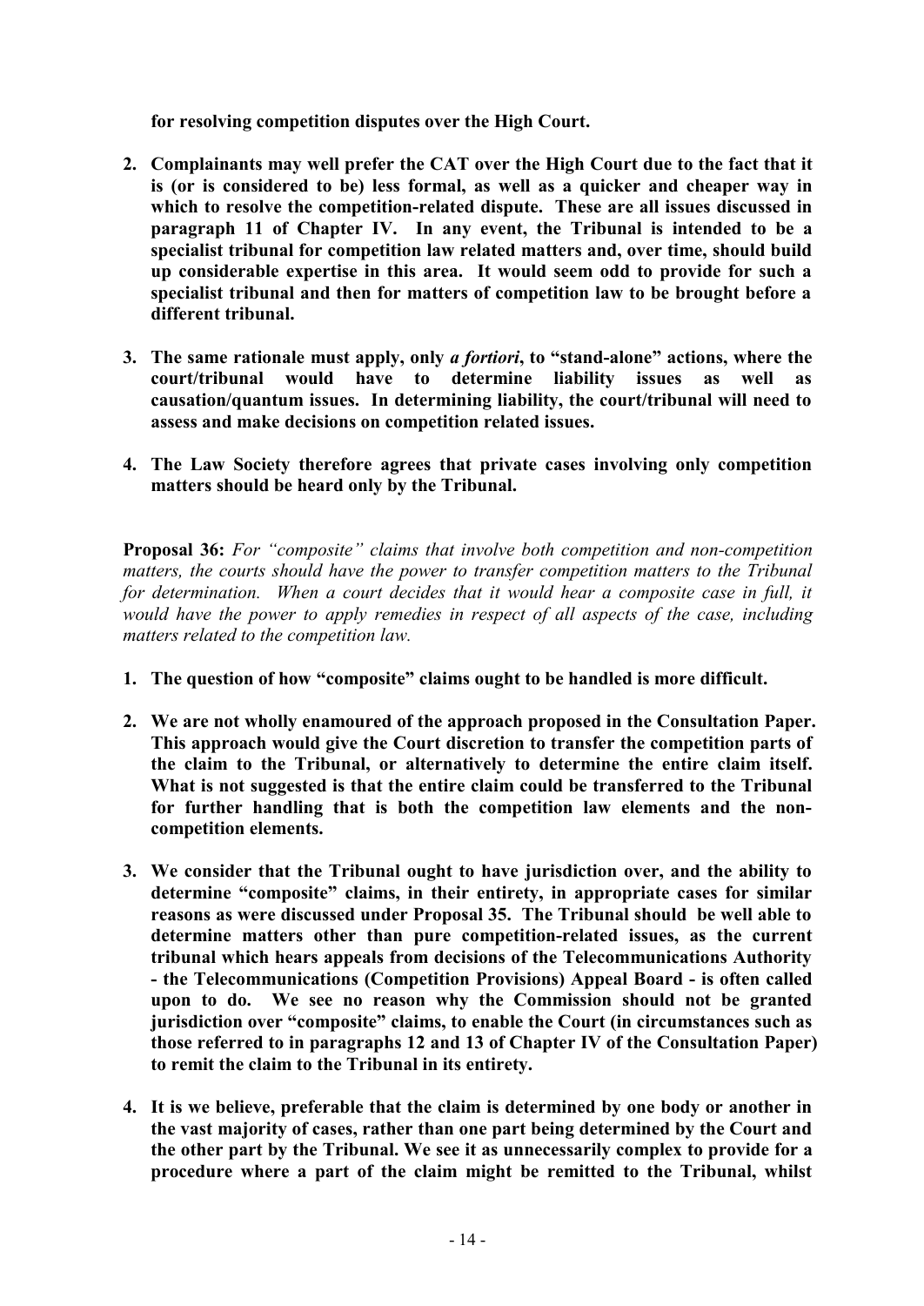**for resolving competition disputes over the High Court.**

2. **Complainants may well prefer the CAT over the High Court due to the fact that it is (or is considered to be) less formal, as well as a quicker and cheaper way in which to resolve the competition-related dispute. These are all issues discussed in paragraph 11 of Chapter IV. In any event, the Tribunal is intended to be a specialist tribunal for competition law related matters and, over time, should build up considerable expertise in this area. It would seem odd to provide for such a specialist tribunal and then for matters of competition law to be brought before a different tribunal.**

3. **The same rationale must apply, only *a fortiori*, to "stand-alone" actions, where the court/tribunal would have to determine liability issues as well as causation/quantum issues. In determining liability, the court/tribunal will need to assess and make decisions on competition related issues.**

4. **The Law Society therefore agrees that private cases involving only competition matters should be heard only by the Tribunal.**

**Proposal 36:** *For "composite" claims that involve both competition and non-competition matters, the courts should have the power to transfer competition matters to the Tribunal for determination. When a court decides that it would hear a composite case in full, it would have the power to apply remedies in respect of all aspects of the case, including matters related to the competition law.*

1. **The question of how "composite" claims ought to be handled is more difficult.**

2. **We are not wholly enamoured of the approach proposed in the Consultation Paper. This approach would give the Court discretion to transfer the competition parts of the claim to the Tribunal, or alternatively to determine the entire claim itself. What is not suggested is that the entire claim could be transferred to the Tribunal for further handling that is both the competition law elements and the non-competition elements.**

3. **We consider that the Tribunal ought to have jurisdiction over, and the ability to determine "composite" claims, in their entirety, in appropriate cases for similar reasons as were discussed under Proposal 35. The Tribunal should be well able to determine matters other than pure competition-related issues, as the current tribunal which hears appeals from decisions of the Telecommunications Authority - the Telecommunications (Competition Provisions) Appeal Board - is often called upon to do. We see no reason why the Commission should not be granted jurisdiction over "composite" claims, to enable the Court (in circumstances such as those referred to in paragraphs 12 and 13 of Chapter IV of the Consultation Paper) to remit the claim to the Tribunal in its entirety.**

4. **It is we believe, preferable that the claim is determined by one body or another in the vast majority of cases, rather than one part being determined by the Court and the other part by the Tribunal. We see it as unnecessarily complex to provide for a procedure where a part of the claim might be remitted to the Tribunal, whilst**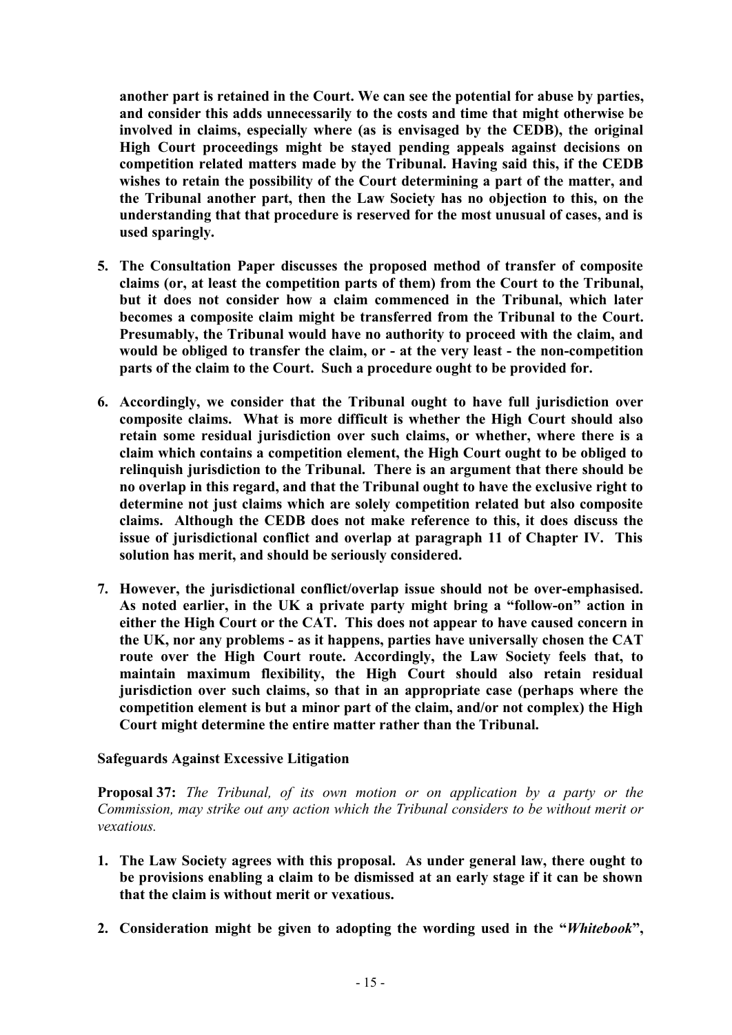**another part is retained in the Court. We can see the potential for abuse by parties, and consider this adds unnecessarily to the costs and time that might otherwise be involved in claims, especially where (as is envisaged by the CEDB), the original High Court proceedings might be stayed pending appeals against decisions on competition related matters made by the Tribunal. Having said this, if the CEDB wishes to retain the possibility of the Court determining a part of the matter, and the Tribunal another part, then the Law Society has no objection to this, on the understanding that that procedure is reserved for the most unusual of cases, and is used sparingly.**

5. **The Consultation Paper discusses the proposed method of transfer of composite claims (or, at least the competition parts of them) from the Court to the Tribunal, but it does not consider how a claim commenced in the Tribunal, which later becomes a composite claim might be transferred from the Tribunal to the Court. Presumably, the Tribunal would have no authority to proceed with the claim, and would be obliged to transfer the claim, or - at the very least - the non-competition parts of the claim to the Court. Such a procedure ought to be provided for.**

6. **Accordingly, we consider that the Tribunal ought to have full jurisdiction over composite claims. What is more difficult is whether the High Court should also retain some residual jurisdiction over such claims, or whether, where there is a claim which contains a competition element, the High Court ought to be obliged to relinquish jurisdiction to the Tribunal. There is an argument that there should be no overlap in this regard, and that the Tribunal ought to have the exclusive right to determine not just claims which are solely competition related but also composite claims. Although the CEDB does not make reference to this, it does discuss the issue of jurisdictional conflict and overlap at paragraph 11 of Chapter IV. This solution has merit, and should be seriously considered.**

7. **However, the jurisdictional conflict/overlap issue should not be over-emphasised. As noted earlier, in the UK a private party might bring a "follow-on" action in either the High Court or the CAT. This does not appear to have caused concern in the UK, nor any problems - as it happens, parties have universally chosen the CAT route over the High Court route. Accordingly, the Law Society feels that, to maintain maximum flexibility, the High Court should also retain residual jurisdiction over such claims, so that in an appropriate case (perhaps where the competition element is but a minor part of the claim, and/or not complex) the High Court might determine the entire matter rather than the Tribunal.**

**Safeguards Against Excessive Litigation**

**Proposal 37:** *The Tribunal, of its own motion or on application by a party or the Commission, may strike out any action which the Tribunal considers to be without merit or vexatious.*

1. **The Law Society agrees with this proposal. As under general law, there ought to be provisions enabling a claim to be dismissed at an early stage if it can be shown that the claim is without merit or vexatious.**

2. **Consideration might be given to adopting the wording used in the "*Whitebook*",**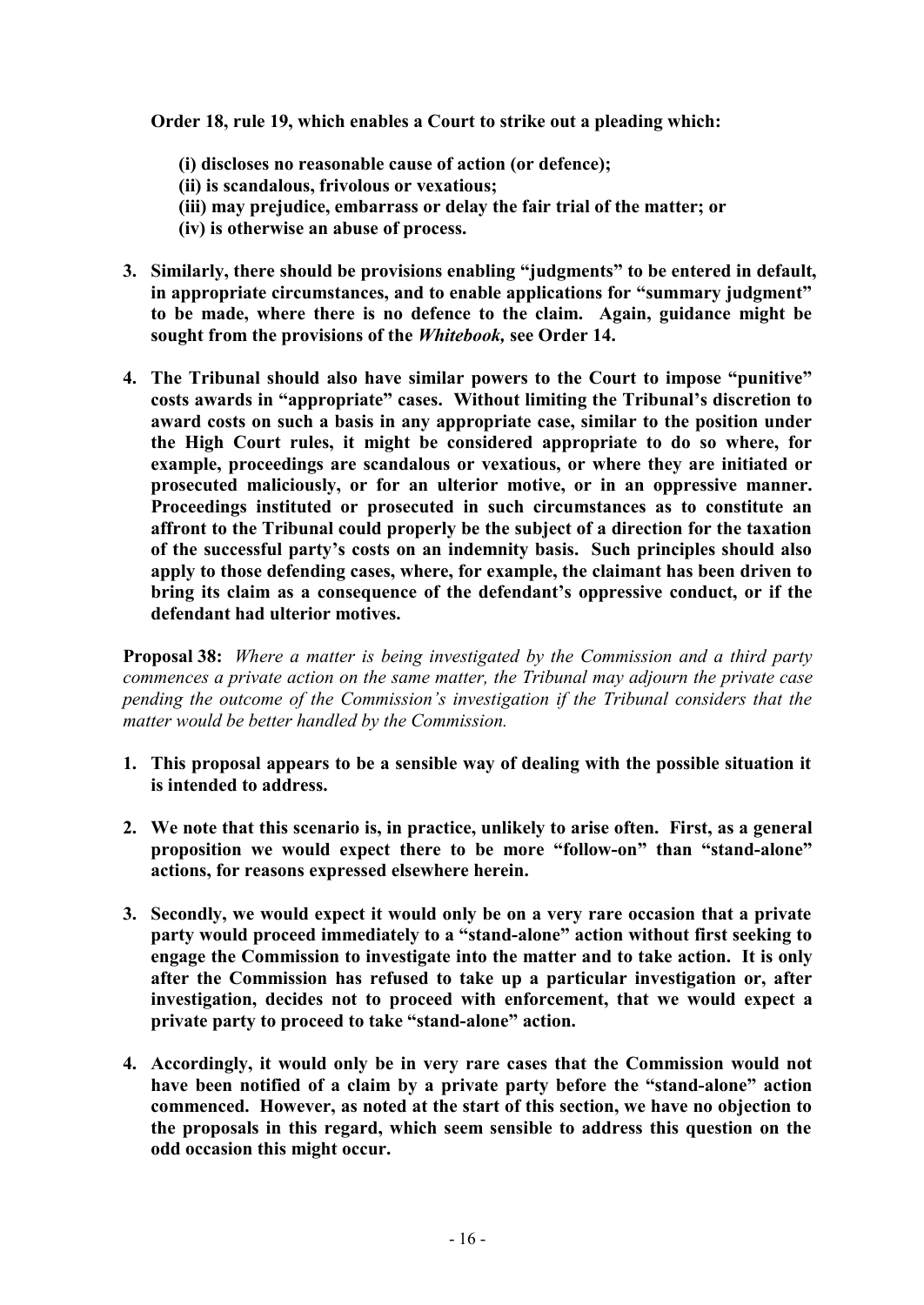**Order 18, rule 19, which enables a Court to strike out a pleading which:**

**(i) discloses no reasonable cause of action (or defence);**
**(ii) is scandalous, frivolous or vexatious;**
**(iii) may prejudice, embarrass or delay the fair trial of the matter; or**
**(iv) is otherwise an abuse of process.**

3. **Similarly, there should be provisions enabling "judgments" to be entered in default, in appropriate circumstances, and to enable applications for "summary judgment" to be made, where there is no defence to the claim. Again, guidance might be sought from the provisions of the *Whitebook,* see Order 14.**

4. **The Tribunal should also have similar powers to the Court to impose "punitive" costs awards in "appropriate" cases. Without limiting the Tribunal's discretion to award costs on such a basis in any appropriate case, similar to the position under the High Court rules, it might be considered appropriate to do so where, for example, proceedings are scandalous or vexatious, or where they are initiated or prosecuted maliciously, or for an ulterior motive, or in an oppressive manner. Proceedings instituted or prosecuted in such circumstances as to constitute an affront to the Tribunal could properly be the subject of a direction for the taxation of the successful party's costs on an indemnity basis. Such principles should also apply to those defending cases, where, for example, the claimant has been driven to bring its claim as a consequence of the defendant's oppressive conduct, or if the defendant had ulterior motives.**

**Proposal 38:** *Where a matter is being investigated by the Commission and a third party commences a private action on the same matter, the Tribunal may adjourn the private case pending the outcome of the Commission's investigation if the Tribunal considers that the matter would be better handled by the Commission.*

1. **This proposal appears to be a sensible way of dealing with the possible situation it is intended to address.**

2. **We note that this scenario is, in practice, unlikely to arise often. First, as a general proposition we would expect there to be more "follow-on" than "stand-alone" actions, for reasons expressed elsewhere herein.**

3. **Secondly, we would expect it would only be on a very rare occasion that a private party would proceed immediately to a "stand-alone" action without first seeking to engage the Commission to investigate into the matter and to take action. It is only after the Commission has refused to take up a particular investigation or, after investigation, decides not to proceed with enforcement, that we would expect a private party to proceed to take "stand-alone" action.**

4. **Accordingly, it would only be in very rare cases that the Commission would not have been notified of a claim by a private party before the "stand-alone" action commenced. However, as noted at the start of this section, we have no objection to the proposals in this regard, which seem sensible to address this question on the odd occasion this might occur.**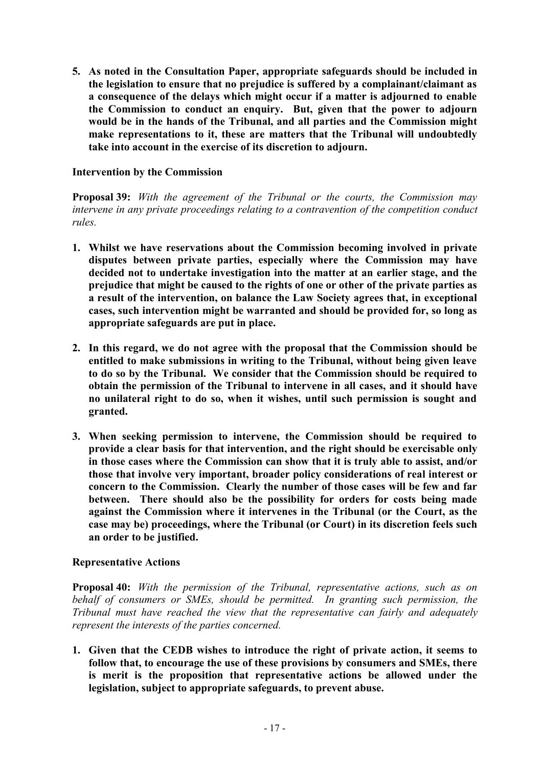**5. As noted in the Consultation Paper, appropriate safeguards should be included in the legislation to ensure that no prejudice is suffered by a complainant/claimant as a consequence of the delays which might occur if a matter is adjourned to enable the Commission to conduct an enquiry. But, given that the power to adjourn would be in the hands of the Tribunal, and all parties and the Commission might make representations to it, these are matters that the Tribunal will undoubtedly take into account in the exercise of its discretion to adjourn.**

**Intervention by the Commission**

**Proposal 39:** *With the agreement of the Tribunal or the courts, the Commission may intervene in any private proceedings relating to a contravention of the competition conduct rules.*

1. **Whilst we have reservations about the Commission becoming involved in private disputes between private parties, especially where the Commission may have decided not to undertake investigation into the matter at an earlier stage, and the prejudice that might be caused to the rights of one or other of the private parties as a result of the intervention, on balance the Law Society agrees that, in exceptional cases, such intervention might be warranted and should be provided for, so long as appropriate safeguards are put in place.**

2. **In this regard, we do not agree with the proposal that the Commission should be entitled to make submissions in writing to the Tribunal, without being given leave to do so by the Tribunal. We consider that the Commission should be required to obtain the permission of the Tribunal to intervene in all cases, and it should have no unilateral right to do so, when it wishes, until such permission is sought and granted.**

3. **When seeking permission to intervene, the Commission should be required to provide a clear basis for that intervention, and the right should be exercisable only in those cases where the Commission can show that it is truly able to assist, and/or those that involve very important, broader policy considerations of real interest or concern to the Commission. Clearly the number of those cases will be few and far between. There should also be the possibility for orders for costs being made against the Commission where it intervenes in the Tribunal (or the Court, as the case may be) proceedings, where the Tribunal (or Court) in its discretion feels such an order to be justified.**

**Representative Actions**

**Proposal 40:** *With the permission of the Tribunal, representative actions, such as on behalf of consumers or SMEs, should be permitted. In granting such permission, the Tribunal must have reached the view that the representative can fairly and adequately represent the interests of the parties concerned.*

1. **Given that the CEDB wishes to introduce the right of private action, it seems to follow that, to encourage the use of these provisions by consumers and SMEs, there is merit is the proposition that representative actions be allowed under the legislation, subject to appropriate safeguards, to prevent abuse.**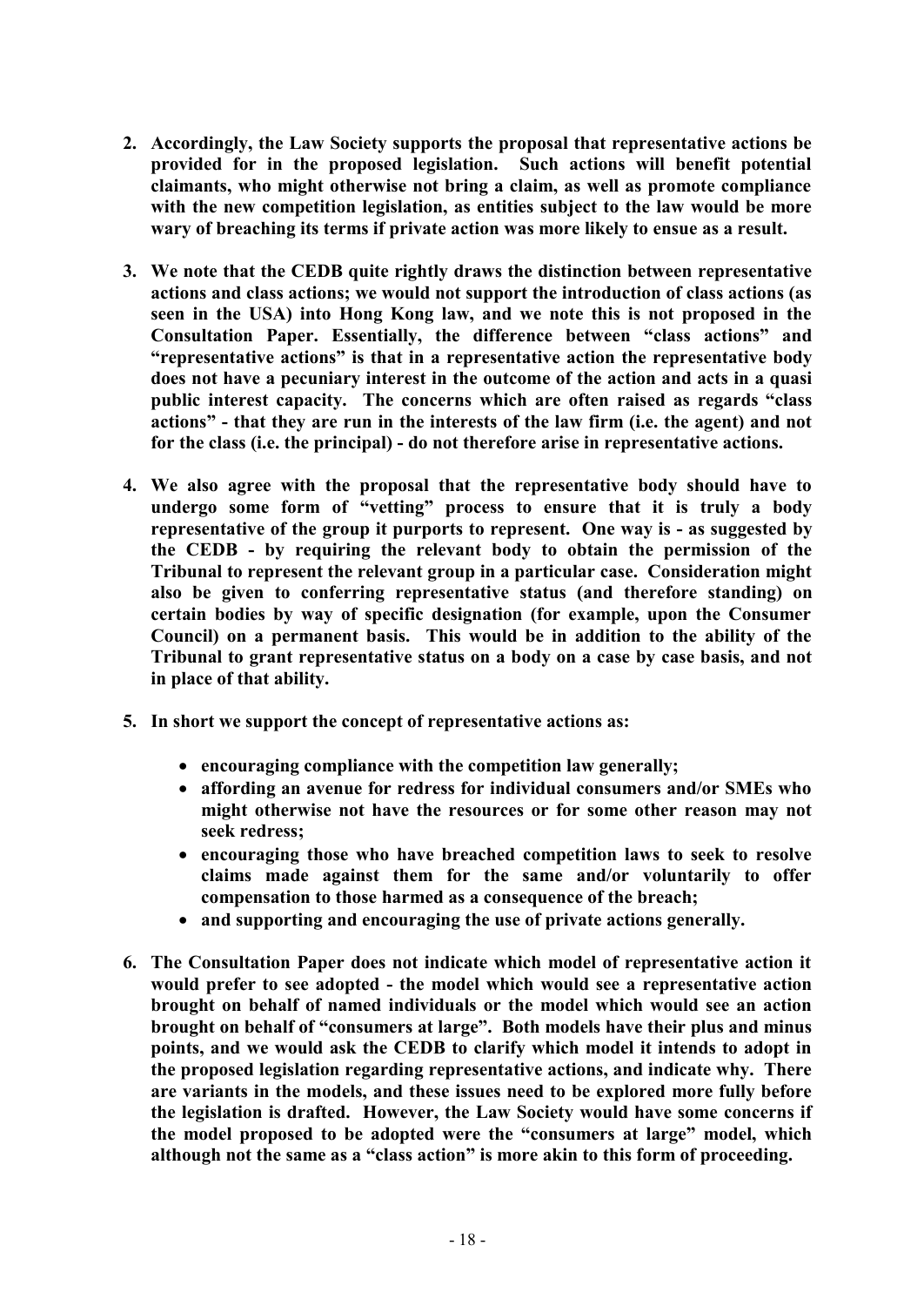**2. Accordingly, the Law Society supports the proposal that representative actions be provided for in the proposed legislation. Such actions will benefit potential claimants, who might otherwise not bring a claim, as well as promote compliance with the new competition legislation, as entities subject to the law would be more wary of breaching its terms if private action was more likely to ensue as a result.**

**3. We note that the CEDB quite rightly draws the distinction between representative actions and class actions; we would not support the introduction of class actions (as seen in the USA) into Hong Kong law, and we note this is not proposed in the Consultation Paper. Essentially, the difference between "class actions" and "representative actions" is that in a representative action the representative body does not have a pecuniary interest in the outcome of the action and acts in a quasi public interest capacity. The concerns which are often raised as regards "class actions" - that they are run in the interests of the law firm (i.e. the agent) and not for the class (i.e. the principal) - do not therefore arise in representative actions.**

**4. We also agree with the proposal that the representative body should have to undergo some form of "vetting" process to ensure that it is truly a body representative of the group it purports to represent. One way is - as suggested by the CEDB - by requiring the relevant body to obtain the permission of the Tribunal to represent the relevant group in a particular case. Consideration might also be given to conferring representative status (and therefore standing) on certain bodies by way of specific designation (for example, upon the Consumer Council) on a permanent basis. This would be in addition to the ability of the Tribunal to grant representative status on a body on a case by case basis, and not in place of that ability.**

**5. In short we support the concept of representative actions as:**

- **encouraging compliance with the competition law generally;**
- **affording an avenue for redress for individual consumers and/or SMEs who might otherwise not have the resources or for some other reason may not seek redress;**
- **encouraging those who have breached competition laws to seek to resolve claims made against them for the same and/or voluntarily to offer compensation to those harmed as a consequence of the breach;**
- **and supporting and encouraging the use of private actions generally.**

**6. The Consultation Paper does not indicate which model of representative action it would prefer to see adopted - the model which would see a representative action brought on behalf of named individuals or the model which would see an action brought on behalf of "consumers at large". Both models have their plus and minus points, and we would ask the CEDB to clarify which model it intends to adopt in the proposed legislation regarding representative actions, and indicate why. There are variants in the models, and these issues need to be explored more fully before the legislation is drafted. However, the Law Society would have some concerns if the model proposed to be adopted were the "consumers at large" model, which although not the same as a "class action" is more akin to this form of proceeding.**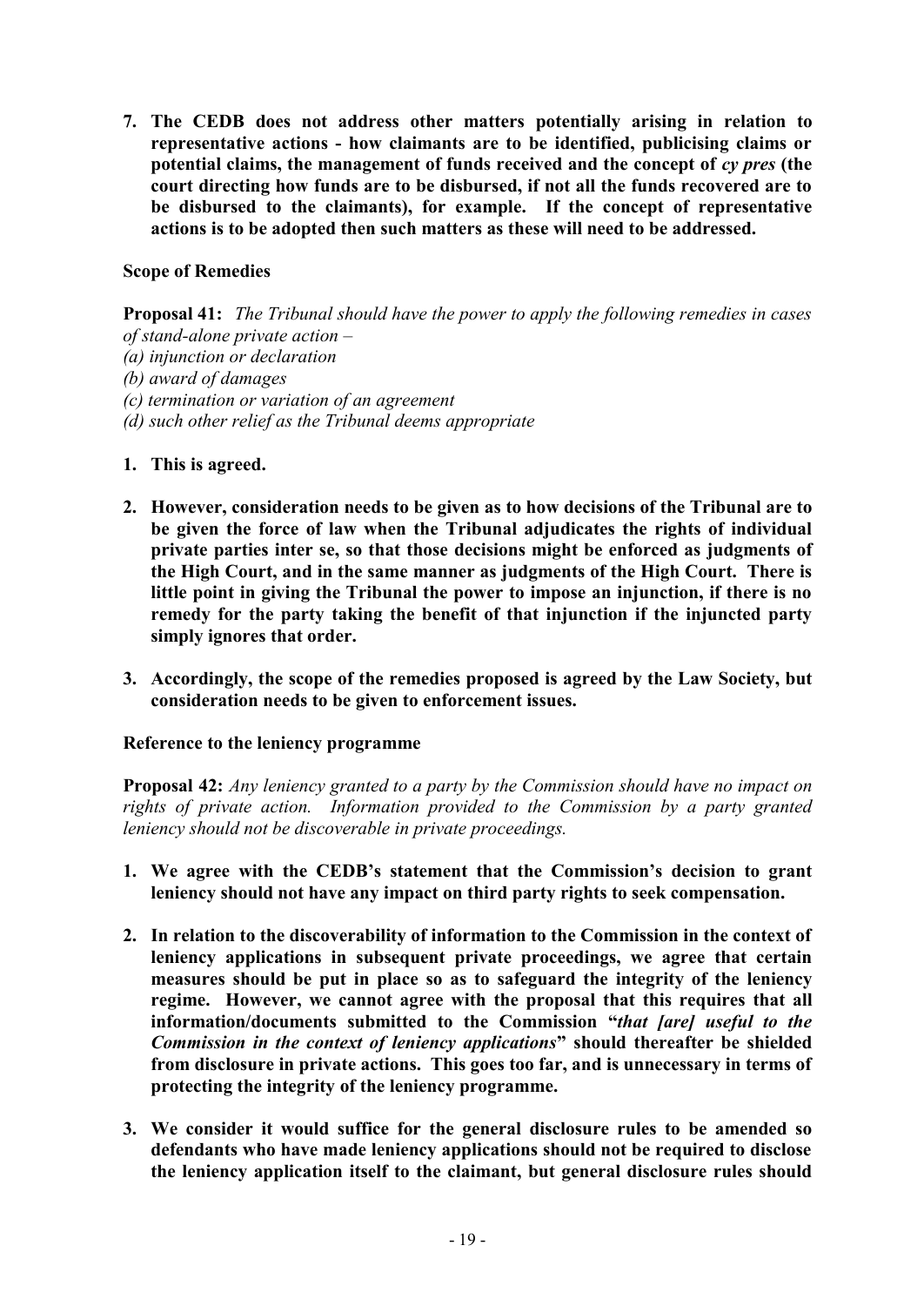**7. The CEDB does not address other matters potentially arising in relation to representative actions - how claimants are to be identified, publicising claims or potential claims, the management of funds received and the concept of *cy pres* (the court directing how funds are to be disbursed, if not all the funds recovered are to be disbursed to the claimants), for example. If the concept of representative actions is to be adopted then such matters as these will need to be addressed.**

**Scope of Remedies**

**Proposal 41:** *The Tribunal should have the power to apply the following remedies in cases of stand-alone private action –*
*(a) injunction or declaration*
*(b) award of damages*
*(c) termination or variation of an agreement*
*(d) such other relief as the Tribunal deems appropriate*

**1. This is agreed.**

**2. However, consideration needs to be given as to how decisions of the Tribunal are to be given the force of law when the Tribunal adjudicates the rights of individual private parties inter se, so that those decisions might be enforced as judgments of the High Court, and in the same manner as judgments of the High Court. There is little point in giving the Tribunal the power to impose an injunction, if there is no remedy for the party taking the benefit of that injunction if the injuncted party simply ignores that order.**

**3. Accordingly, the scope of the remedies proposed is agreed by the Law Society, but consideration needs to be given to enforcement issues.**

**Reference to the leniency programme**

**Proposal 42:** *Any leniency granted to a party by the Commission should have no impact on rights of private action. Information provided to the Commission by a party granted leniency should not be discoverable in private proceedings.*

**1. We agree with the CEDB's statement that the Commission's decision to grant leniency should not have any impact on third party rights to seek compensation.**

**2. In relation to the discoverability of information to the Commission in the context of leniency applications in subsequent private proceedings, we agree that certain measures should be put in place so as to safeguard the integrity of the leniency regime. However, we cannot agree with the proposal that this requires that all information/documents submitted to the Commission "*that [are] useful to the Commission in the context of leniency applications*" should thereafter be shielded from disclosure in private actions. This goes too far, and is unnecessary in terms of protecting the integrity of the leniency programme.**

**3. We consider it would suffice for the general disclosure rules to be amended so defendants who have made leniency applications should not be required to disclose the leniency application itself to the claimant, but general disclosure rules should**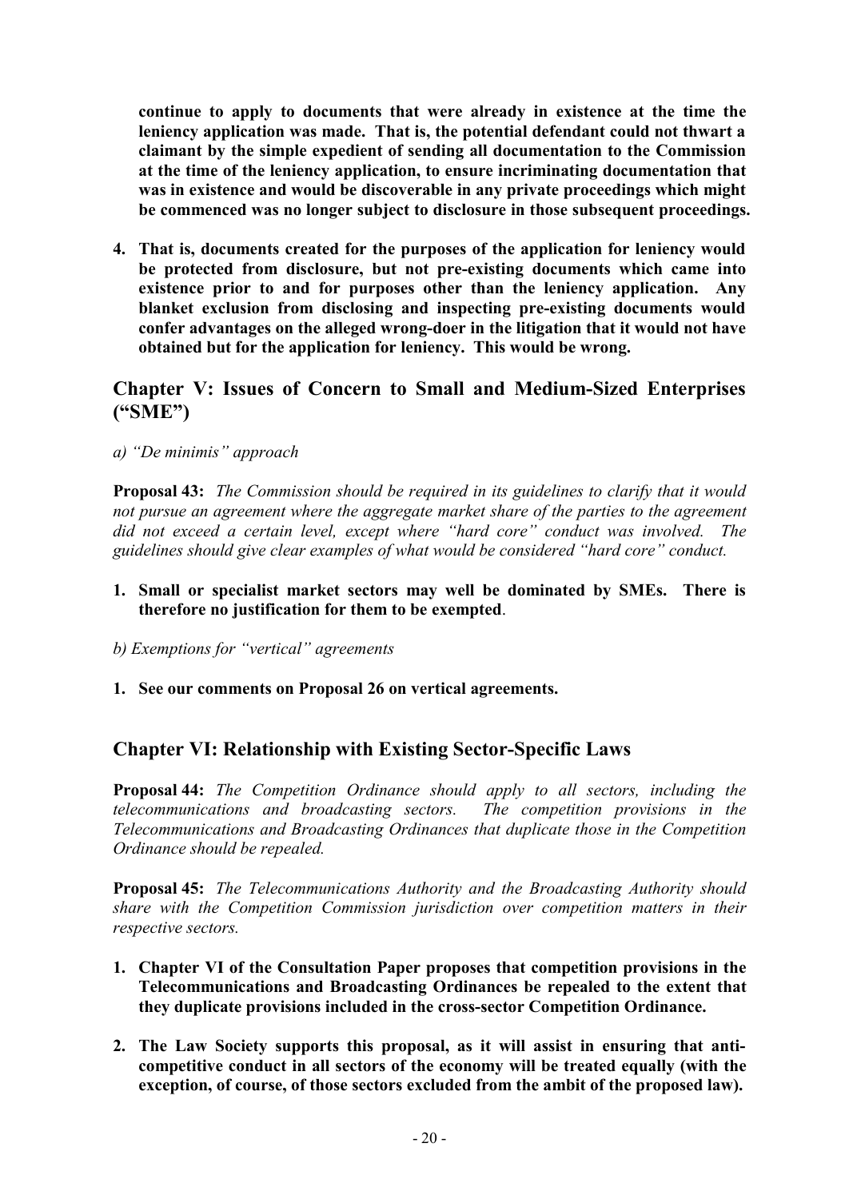**continue to apply to documents that were already in existence at the time the leniency application was made. That is, the potential defendant could not thwart a claimant by the simple expedient of sending all documentation to the Commission at the time of the leniency application, to ensure incriminating documentation that was in existence and would be discoverable in any private proceedings which might be commenced was no longer subject to disclosure in those subsequent proceedings.**

4. **That is, documents created for the purposes of the application for leniency would be protected from disclosure, but not pre-existing documents which came into existence prior to and for purposes other than the leniency application. Any blanket exclusion from disclosing and inspecting pre-existing documents would confer advantages on the alleged wrong-doer in the litigation that it would not have obtained but for the application for leniency. This would be wrong.**

## Chapter V: Issues of Concern to Small and Medium-Sized Enterprises ("SME")

*a) "De minimis" approach*

**Proposal 43:** *The Commission should be required in its guidelines to clarify that it would not pursue an agreement where the aggregate market share of the parties to the agreement did not exceed a certain level, except where "hard core" conduct was involved. The guidelines should give clear examples of what would be considered "hard core" conduct.*

1. **Small or specialist market sectors may well be dominated by SMEs. There is therefore no justification for them to be exempted**.

*b) Exemptions for "vertical" agreements*

1. **See our comments on Proposal 26 on vertical agreements.**

## Chapter VI: Relationship with Existing Sector-Specific Laws

**Proposal 44:** *The Competition Ordinance should apply to all sectors, including the telecommunications and broadcasting sectors. The competition provisions in the Telecommunications and Broadcasting Ordinances that duplicate those in the Competition Ordinance should be repealed.*

**Proposal 45:** *The Telecommunications Authority and the Broadcasting Authority should share with the Competition Commission jurisdiction over competition matters in their respective sectors.*

1. **Chapter VI of the Consultation Paper proposes that competition provisions in the Telecommunications and Broadcasting Ordinances be repealed to the extent that they duplicate provisions included in the cross-sector Competition Ordinance.**

2. **The Law Society supports this proposal, as it will assist in ensuring that anti-competitive conduct in all sectors of the economy will be treated equally (with the exception, of course, of those sectors excluded from the ambit of the proposed law).**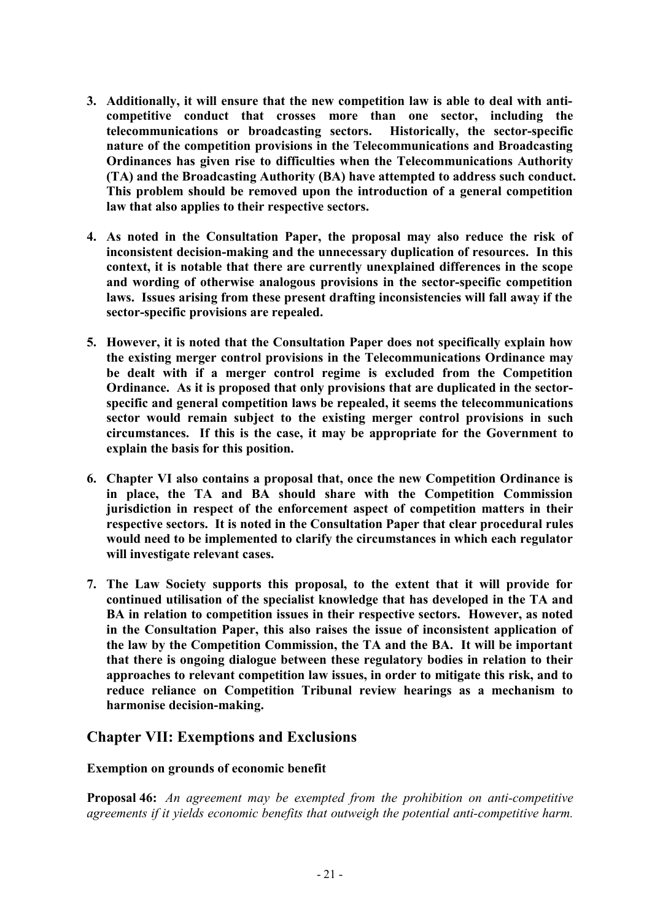3. **Additionally, it will ensure that the new competition law is able to deal with anti-competitive conduct that crosses more than one sector, including the telecommunications or broadcasting sectors. Historically, the sector-specific nature of the competition provisions in the Telecommunications and Broadcasting Ordinances has given rise to difficulties when the Telecommunications Authority (TA) and the Broadcasting Authority (BA) have attempted to address such conduct. This problem should be removed upon the introduction of a general competition law that also applies to their respective sectors.**

4. **As noted in the Consultation Paper, the proposal may also reduce the risk of inconsistent decision-making and the unnecessary duplication of resources. In this context, it is notable that there are currently unexplained differences in the scope and wording of otherwise analogous provisions in the sector-specific competition laws. Issues arising from these present drafting inconsistencies will fall away if the sector-specific provisions are repealed.**

5. **However, it is noted that the Consultation Paper does not specifically explain how the existing merger control provisions in the Telecommunications Ordinance may be dealt with if a merger control regime is excluded from the Competition Ordinance. As it is proposed that only provisions that are duplicated in the sector-specific and general competition laws be repealed, it seems the telecommunications sector would remain subject to the existing merger control provisions in such circumstances. If this is the case, it may be appropriate for the Government to explain the basis for this position.**

6. **Chapter VI also contains a proposal that, once the new Competition Ordinance is in place, the TA and BA should share with the Competition Commission jurisdiction in respect of the enforcement aspect of competition matters in their respective sectors. It is noted in the Consultation Paper that clear procedural rules would need to be implemented to clarify the circumstances in which each regulator will investigate relevant cases.**

7. **The Law Society supports this proposal, to the extent that it will provide for continued utilisation of the specialist knowledge that has developed in the TA and BA in relation to competition issues in their respective sectors. However, as noted in the Consultation Paper, this also raises the issue of inconsistent application of the law by the Competition Commission, the TA and the BA. It will be important that there is ongoing dialogue between these regulatory bodies in relation to their approaches to relevant competition law issues, in order to mitigate this risk, and to reduce reliance on Competition Tribunal review hearings as a mechanism to harmonise decision-making.**

## Chapter VII: Exemptions and Exclusions

**Exemption on grounds of economic benefit**

**Proposal 46:** *An agreement may be exempted from the prohibition on anti-competitive agreements if it yields economic benefits that outweigh the potential anti-competitive harm.*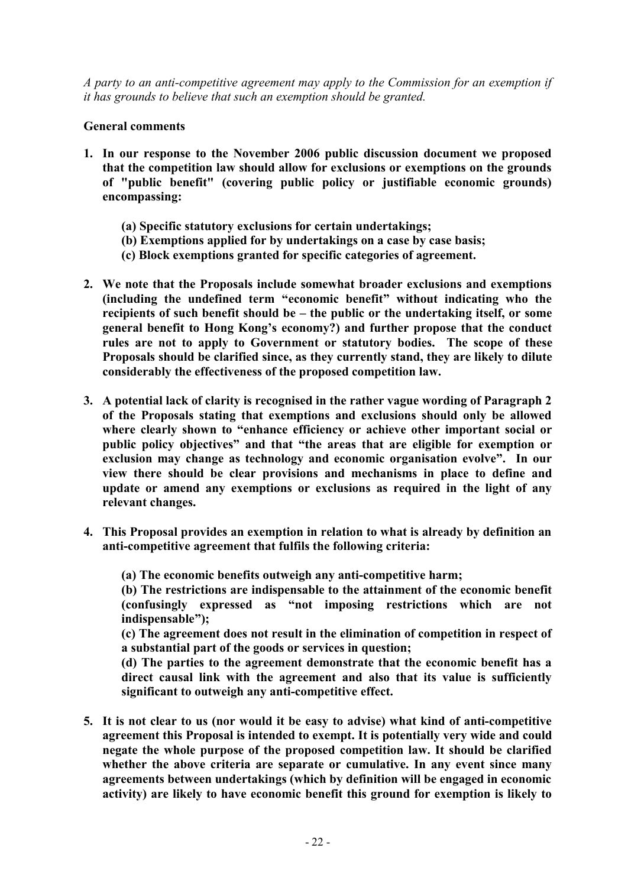*A party to an anti-competitive agreement may apply to the Commission for an exemption if it has grounds to believe that such an exemption should be granted.*

**General comments**

1. **In our response to the November 2006 public discussion document we proposed that the competition law should allow for exclusions or exemptions on the grounds of "public benefit" (covering public policy or justifiable economic grounds) encompassing:**

   **(a) Specific statutory exclusions for certain undertakings;**
   **(b) Exemptions applied for by undertakings on a case by case basis;**
   **(c) Block exemptions granted for specific categories of agreement.**

2. **We note that the Proposals include somewhat broader exclusions and exemptions (including the undefined term "economic benefit" without indicating who the recipients of such benefit should be – the public or the undertaking itself, or some general benefit to Hong Kong's economy?) and further propose that the conduct rules are not to apply to Government or statutory bodies. The scope of these Proposals should be clarified since, as they currently stand, they are likely to dilute considerably the effectiveness of the proposed competition law.**

3. **A potential lack of clarity is recognised in the rather vague wording of Paragraph 2 of the Proposals stating that exemptions and exclusions should only be allowed where clearly shown to "enhance efficiency or achieve other important social or public policy objectives" and that "the areas that are eligible for exemption or exclusion may change as technology and economic organisation evolve". In our view there should be clear provisions and mechanisms in place to define and update or amend any exemptions or exclusions as required in the light of any relevant changes.**

4. **This Proposal provides an exemption in relation to what is already by definition an anti-competitive agreement that fulfils the following criteria:**

   **(a) The economic benefits outweigh any anti-competitive harm;**
   **(b) The restrictions are indispensable to the attainment of the economic benefit (confusingly expressed as "not imposing restrictions which are not indispensable");**
   **(c) The agreement does not result in the elimination of competition in respect of a substantial part of the goods or services in question;**
   **(d) The parties to the agreement demonstrate that the economic benefit has a direct causal link with the agreement and also that its value is sufficiently significant to outweigh any anti-competitive effect.**

5. **It is not clear to us (nor would it be easy to advise) what kind of anti-competitive agreement this Proposal is intended to exempt. It is potentially very wide and could negate the whole purpose of the proposed competition law. It should be clarified whether the above criteria are separate or cumulative. In any event since many agreements between undertakings (which by definition will be engaged in economic activity) are likely to have economic benefit this ground for exemption is likely to**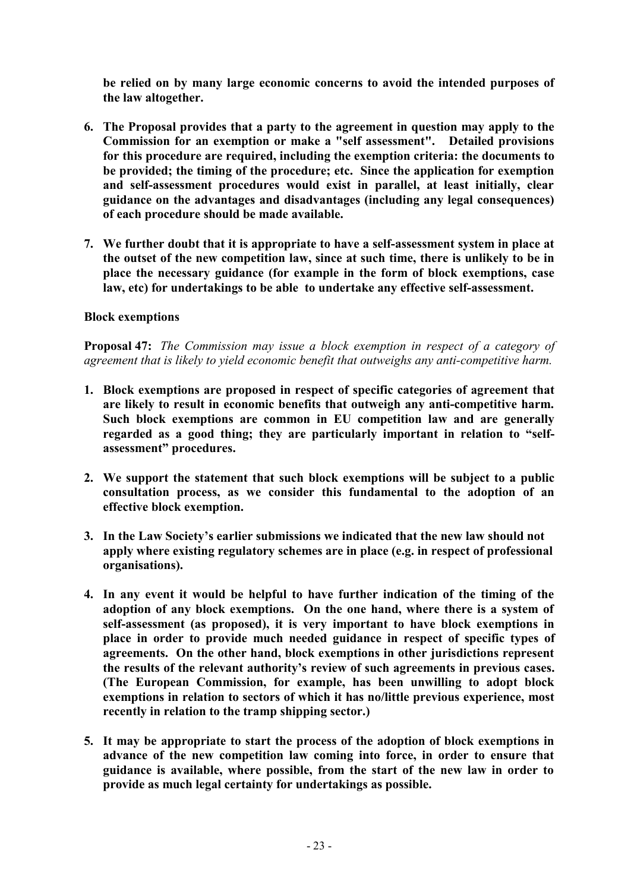**be relied on by many large economic concerns to avoid the intended purposes of the law altogether.**

6. **The Proposal provides that a party to the agreement in question may apply to the Commission for an exemption or make a "self assessment". Detailed provisions for this procedure are required, including the exemption criteria: the documents to be provided; the timing of the procedure; etc. Since the application for exemption and self-assessment procedures would exist in parallel, at least initially, clear guidance on the advantages and disadvantages (including any legal consequences) of each procedure should be made available.**

7. **We further doubt that it is appropriate to have a self-assessment system in place at the outset of the new competition law, since at such time, there is unlikely to be in place the necessary guidance (for example in the form of block exemptions, case law, etc) for undertakings to be able to undertake any effective self-assessment.**

**Block exemptions**

**Proposal 47:** *The Commission may issue a block exemption in respect of a category of agreement that is likely to yield economic benefit that outweighs any anti-competitive harm.*

1. **Block exemptions are proposed in respect of specific categories of agreement that are likely to result in economic benefits that outweigh any anti-competitive harm. Such block exemptions are common in EU competition law and are generally regarded as a good thing; they are particularly important in relation to "self-assessment" procedures.**

2. **We support the statement that such block exemptions will be subject to a public consultation process, as we consider this fundamental to the adoption of an effective block exemption.**

3. **In the Law Society's earlier submissions we indicated that the new law should not apply where existing regulatory schemes are in place (e.g. in respect of professional organisations).**

4. **In any event it would be helpful to have further indication of the timing of the adoption of any block exemptions. On the one hand, where there is a system of self-assessment (as proposed), it is very important to have block exemptions in place in order to provide much needed guidance in respect of specific types of agreements. On the other hand, block exemptions in other jurisdictions represent the results of the relevant authority's review of such agreements in previous cases. (The European Commission, for example, has been unwilling to adopt block exemptions in relation to sectors of which it has no/little previous experience, most recently in relation to the tramp shipping sector.)**

5. **It may be appropriate to start the process of the adoption of block exemptions in advance of the new competition law coming into force, in order to ensure that guidance is available, where possible, from the start of the new law in order to provide as much legal certainty for undertakings as possible.**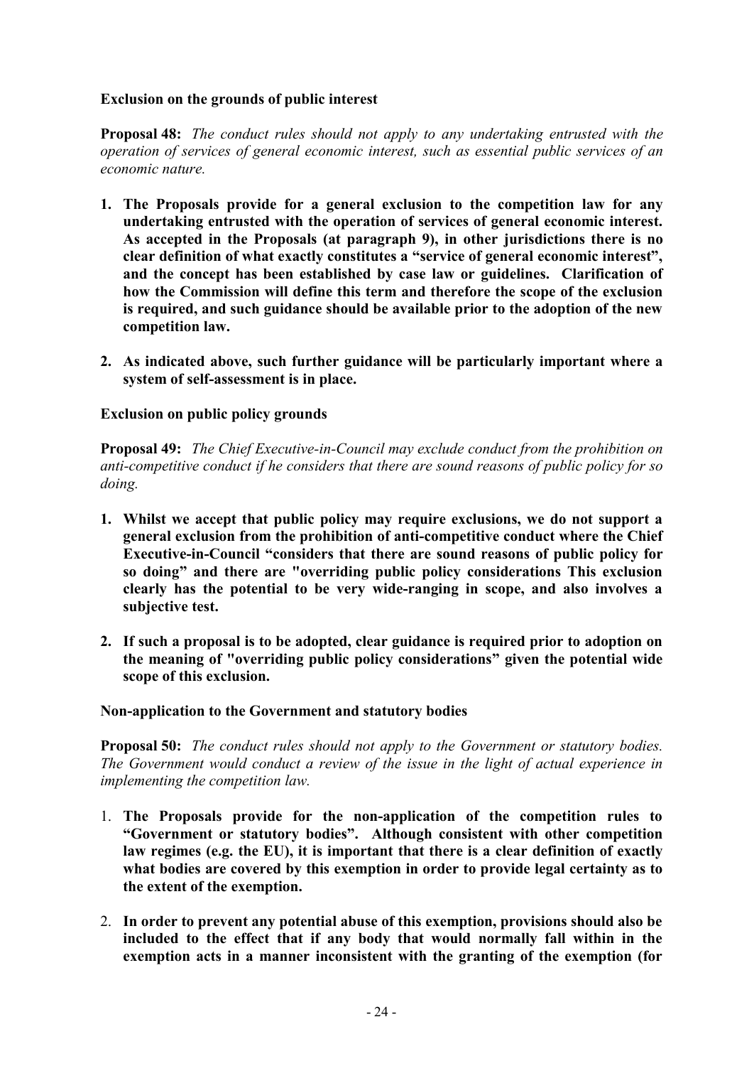**Exclusion on the grounds of public interest**

**Proposal 48:** *The conduct rules should not apply to any undertaking entrusted with the operation of services of general economic interest, such as essential public services of an economic nature.*

1. **The Proposals provide for a general exclusion to the competition law for any undertaking entrusted with the operation of services of general economic interest. As accepted in the Proposals (at paragraph 9), in other jurisdictions there is no clear definition of what exactly constitutes a "service of general economic interest", and the concept has been established by case law or guidelines. Clarification of how the Commission will define this term and therefore the scope of the exclusion is required, and such guidance should be available prior to the adoption of the new competition law.**

2. **As indicated above, such further guidance will be particularly important where a system of self-assessment is in place.**

**Exclusion on public policy grounds**

**Proposal 49:** *The Chief Executive-in-Council may exclude conduct from the prohibition on anti-competitive conduct if he considers that there are sound reasons of public policy for so doing.*

1. **Whilst we accept that public policy may require exclusions, we do not support a general exclusion from the prohibition of anti-competitive conduct where the Chief Executive-in-Council "considers that there are sound reasons of public policy for so doing" and there are "overriding public policy considerations This exclusion clearly has the potential to be very wide-ranging in scope, and also involves a subjective test.**

2. **If such a proposal is to be adopted, clear guidance is required prior to adoption on the meaning of "overriding public policy considerations" given the potential wide scope of this exclusion.**

**Non-application to the Government and statutory bodies**

**Proposal 50:** *The conduct rules should not apply to the Government or statutory bodies. The Government would conduct a review of the issue in the light of actual experience in implementing the competition law.*

1. **The Proposals provide for the non-application of the competition rules to "Government or statutory bodies". Although consistent with other competition law regimes (e.g. the EU), it is important that there is a clear definition of exactly what bodies are covered by this exemption in order to provide legal certainty as to the extent of the exemption.**

2. **In order to prevent any potential abuse of this exemption, provisions should also be included to the effect that if any body that would normally fall within in the exemption acts in a manner inconsistent with the granting of the exemption (for**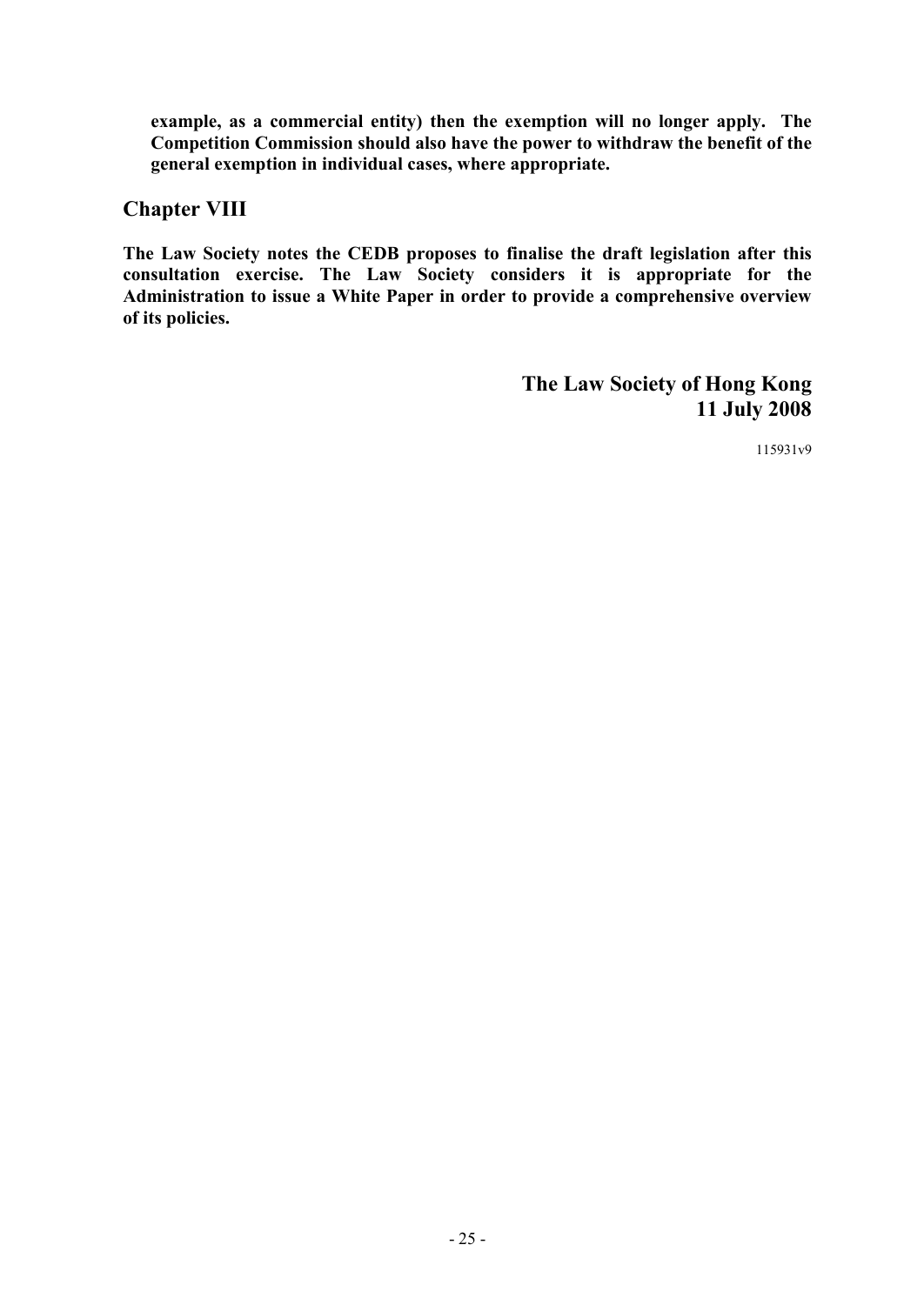**example, as a commercial entity) then the exemption will no longer apply. The Competition Commission should also have the power to withdraw the benefit of the general exemption in individual cases, where appropriate.**

## Chapter VIII

**The Law Society notes the CEDB proposes to finalise the draft legislation after this consultation exercise. The Law Society considers it is appropriate for the Administration to issue a White Paper in order to provide a comprehensive overview of its policies.**

**The Law Society of Hong Kong**
**11 July 2008**

115931v9